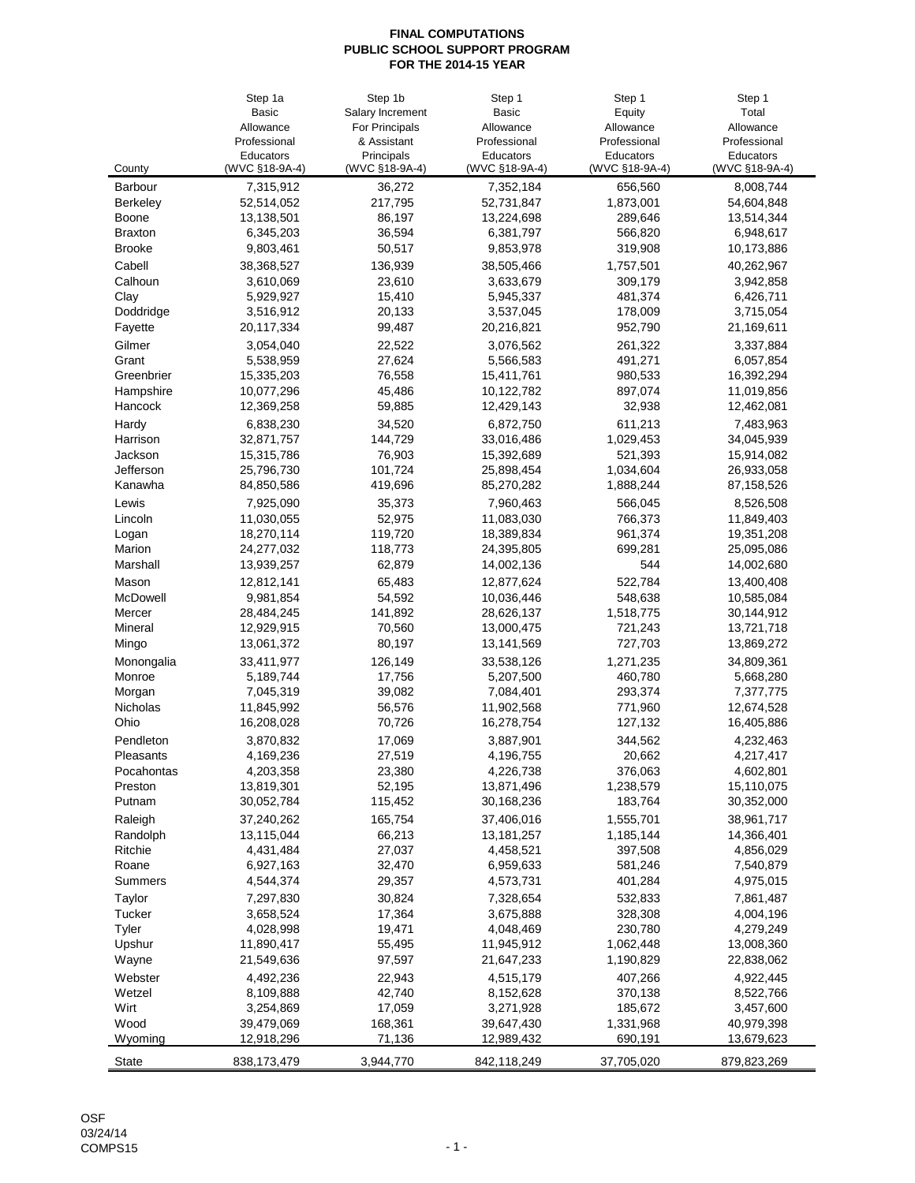**FINAL COMPUTATIONS**
**PUBLIC SCHOOL SUPPORT PROGRAM**
**FOR THE 2014-15 YEAR**

| County | Step 1a Basic Allowance Professional Educators (WVC §18-9A-4) | Step 1b Salary Increment For Principals & Assistant Principals (WVC §18-9A-4) | Step 1 Basic Allowance Professional Educators (WVC §18-9A-4) | Step 1 Equity Allowance Professional Educators (WVC §18-9A-4) | Step 1 Total Allowance Professional Educators (WVC §18-9A-4) |
|---|---|---|---|---|---|
| Barbour | 7,315,912 | 36,272 | 7,352,184 | 656,560 | 8,008,744 |
| Berkeley | 52,514,052 | 217,795 | 52,731,847 | 1,873,001 | 54,604,848 |
| Boone | 13,138,501 | 86,197 | 13,224,698 | 289,646 | 13,514,344 |
| Braxton | 6,345,203 | 36,594 | 6,381,797 | 566,820 | 6,948,617 |
| Brooke | 9,803,461 | 50,517 | 9,853,978 | 319,908 | 10,173,886 |
| Cabell | 38,368,527 | 136,939 | 38,505,466 | 1,757,501 | 40,262,967 |
| Calhoun | 3,610,069 | 23,610 | 3,633,679 | 309,179 | 3,942,858 |
| Clay | 5,929,927 | 15,410 | 5,945,337 | 481,374 | 6,426,711 |
| Doddridge | 3,516,912 | 20,133 | 3,537,045 | 178,009 | 3,715,054 |
| Fayette | 20,117,334 | 99,487 | 20,216,821 | 952,790 | 21,169,611 |
| Gilmer | 3,054,040 | 22,522 | 3,076,562 | 261,322 | 3,337,884 |
| Grant | 5,538,959 | 27,624 | 5,566,583 | 491,271 | 6,057,854 |
| Greenbrier | 15,335,203 | 76,558 | 15,411,761 | 980,533 | 16,392,294 |
| Hampshire | 10,077,296 | 45,486 | 10,122,782 | 897,074 | 11,019,856 |
| Hancock | 12,369,258 | 59,885 | 12,429,143 | 32,938 | 12,462,081 |
| Hardy | 6,838,230 | 34,520 | 6,872,750 | 611,213 | 7,483,963 |
| Harrison | 32,871,757 | 144,729 | 33,016,486 | 1,029,453 | 34,045,939 |
| Jackson | 15,315,786 | 76,903 | 15,392,689 | 521,393 | 15,914,082 |
| Jefferson | 25,796,730 | 101,724 | 25,898,454 | 1,034,604 | 26,933,058 |
| Kanawha | 84,850,586 | 419,696 | 85,270,282 | 1,888,244 | 87,158,526 |
| Lewis | 7,925,090 | 35,373 | 7,960,463 | 566,045 | 8,526,508 |
| Lincoln | 11,030,055 | 52,975 | 11,083,030 | 766,373 | 11,849,403 |
| Logan | 18,270,114 | 119,720 | 18,389,834 | 961,374 | 19,351,208 |
| Marion | 24,277,032 | 118,773 | 24,395,805 | 699,281 | 25,095,086 |
| Marshall | 13,939,257 | 62,879 | 14,002,136 | 544 | 14,002,680 |
| Mason | 12,812,141 | 65,483 | 12,877,624 | 522,784 | 13,400,408 |
| McDowell | 9,981,854 | 54,592 | 10,036,446 | 548,638 | 10,585,084 |
| Mercer | 28,484,245 | 141,892 | 28,626,137 | 1,518,775 | 30,144,912 |
| Mineral | 12,929,915 | 70,560 | 13,000,475 | 721,243 | 13,721,718 |
| Mingo | 13,061,372 | 80,197 | 13,141,569 | 727,703 | 13,869,272 |
| Monongalia | 33,411,977 | 126,149 | 33,538,126 | 1,271,235 | 34,809,361 |
| Monroe | 5,189,744 | 17,756 | 5,207,500 | 460,780 | 5,668,280 |
| Morgan | 7,045,319 | 39,082 | 7,084,401 | 293,374 | 7,377,775 |
| Nicholas | 11,845,992 | 56,576 | 11,902,568 | 771,960 | 12,674,528 |
| Ohio | 16,208,028 | 70,726 | 16,278,754 | 127,132 | 16,405,886 |
| Pendleton | 3,870,832 | 17,069 | 3,887,901 | 344,562 | 4,232,463 |
| Pleasants | 4,169,236 | 27,519 | 4,196,755 | 20,662 | 4,217,417 |
| Pocahontas | 4,203,358 | 23,380 | 4,226,738 | 376,063 | 4,602,801 |
| Preston | 13,819,301 | 52,195 | 13,871,496 | 1,238,579 | 15,110,075 |
| Putnam | 30,052,784 | 115,452 | 30,168,236 | 183,764 | 30,352,000 |
| Raleigh | 37,240,262 | 165,754 | 37,406,016 | 1,555,701 | 38,961,717 |
| Randolph | 13,115,044 | 66,213 | 13,181,257 | 1,185,144 | 14,366,401 |
| Ritchie | 4,431,484 | 27,037 | 4,458,521 | 397,508 | 4,856,029 |
| Roane | 6,927,163 | 32,470 | 6,959,633 | 581,246 | 7,540,879 |
| Summers | 4,544,374 | 29,357 | 4,573,731 | 401,284 | 4,975,015 |
| Taylor | 7,297,830 | 30,824 | 7,328,654 | 532,833 | 7,861,487 |
| Tucker | 3,658,524 | 17,364 | 3,675,888 | 328,308 | 4,004,196 |
| Tyler | 4,028,998 | 19,471 | 4,048,469 | 230,780 | 4,279,249 |
| Upshur | 11,890,417 | 55,495 | 11,945,912 | 1,062,448 | 13,008,360 |
| Wayne | 21,549,636 | 97,597 | 21,647,233 | 1,190,829 | 22,838,062 |
| Webster | 4,492,236 | 22,943 | 4,515,179 | 407,266 | 4,922,445 |
| Wetzel | 8,109,888 | 42,740 | 8,152,628 | 370,138 | 8,522,766 |
| Wirt | 3,254,869 | 17,059 | 3,271,928 | 185,672 | 3,457,600 |
| Wood | 39,479,069 | 168,361 | 39,647,430 | 1,331,968 | 40,979,398 |
| Wyoming | 12,918,296 | 71,136 | 12,989,432 | 690,191 | 13,679,623 |
| State | 838,173,479 | 3,944,770 | 842,118,249 | 37,705,020 | 879,823,269 |

OSF
03/24/14
COMPS15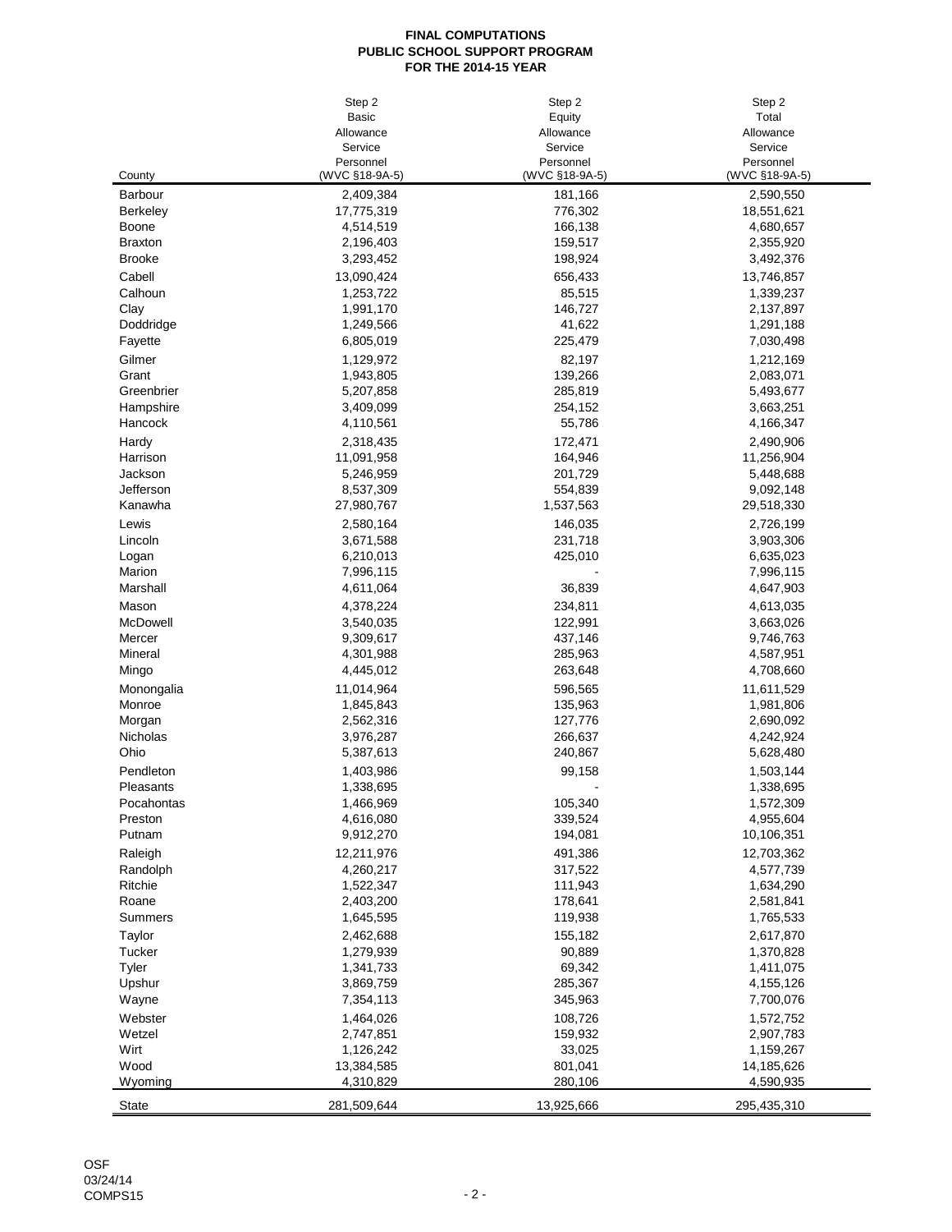**FINAL COMPUTATIONS**
**PUBLIC SCHOOL SUPPORT PROGRAM**
**FOR THE 2014-15 YEAR**

| County | Step 2 Basic Allowance Service Personnel (WVC §18-9A-5) | Step 2 Equity Allowance Service Personnel (WVC §18-9A-5) | Step 2 Total Allowance Service Personnel (WVC §18-9A-5) |
|---|---|---|---|
| Barbour | 2,409,384 | 181,166 | 2,590,550 |
| Berkeley | 17,775,319 | 776,302 | 18,551,621 |
| Boone | 4,514,519 | 166,138 | 4,680,657 |
| Braxton | 2,196,403 | 159,517 | 2,355,920 |
| Brooke | 3,293,452 | 198,924 | 3,492,376 |
| Cabell | 13,090,424 | 656,433 | 13,746,857 |
| Calhoun | 1,253,722 | 85,515 | 1,339,237 |
| Clay | 1,991,170 | 146,727 | 2,137,897 |
| Doddridge | 1,249,566 | 41,622 | 1,291,188 |
| Fayette | 6,805,019 | 225,479 | 7,030,498 |
| Gilmer | 1,129,972 | 82,197 | 1,212,169 |
| Grant | 1,943,805 | 139,266 | 2,083,071 |
| Greenbrier | 5,207,858 | 285,819 | 5,493,677 |
| Hampshire | 3,409,099 | 254,152 | 3,663,251 |
| Hancock | 4,110,561 | 55,786 | 4,166,347 |
| Hardy | 2,318,435 | 172,471 | 2,490,906 |
| Harrison | 11,091,958 | 164,946 | 11,256,904 |
| Jackson | 5,246,959 | 201,729 | 5,448,688 |
| Jefferson | 8,537,309 | 554,839 | 9,092,148 |
| Kanawha | 27,980,767 | 1,537,563 | 29,518,330 |
| Lewis | 2,580,164 | 146,035 | 2,726,199 |
| Lincoln | 3,671,588 | 231,718 | 3,903,306 |
| Logan | 6,210,013 | 425,010 | 6,635,023 |
| Marion | 7,996,115 | - | 7,996,115 |
| Marshall | 4,611,064 | 36,839 | 4,647,903 |
| Mason | 4,378,224 | 234,811 | 4,613,035 |
| McDowell | 3,540,035 | 122,991 | 3,663,026 |
| Mercer | 9,309,617 | 437,146 | 9,746,763 |
| Mineral | 4,301,988 | 285,963 | 4,587,951 |
| Mingo | 4,445,012 | 263,648 | 4,708,660 |
| Monongalia | 11,014,964 | 596,565 | 11,611,529 |
| Monroe | 1,845,843 | 135,963 | 1,981,806 |
| Morgan | 2,562,316 | 127,776 | 2,690,092 |
| Nicholas | 3,976,287 | 266,637 | 4,242,924 |
| Ohio | 5,387,613 | 240,867 | 5,628,480 |
| Pendleton | 1,403,986 | 99,158 | 1,503,144 |
| Pleasants | 1,338,695 | - | 1,338,695 |
| Pocahontas | 1,466,969 | 105,340 | 1,572,309 |
| Preston | 4,616,080 | 339,524 | 4,955,604 |
| Putnam | 9,912,270 | 194,081 | 10,106,351 |
| Raleigh | 12,211,976 | 491,386 | 12,703,362 |
| Randolph | 4,260,217 | 317,522 | 4,577,739 |
| Ritchie | 1,522,347 | 111,943 | 1,634,290 |
| Roane | 2,403,200 | 178,641 | 2,581,841 |
| Summers | 1,645,595 | 119,938 | 1,765,533 |
| Taylor | 2,462,688 | 155,182 | 2,617,870 |
| Tucker | 1,279,939 | 90,889 | 1,370,828 |
| Tyler | 1,341,733 | 69,342 | 1,411,075 |
| Upshur | 3,869,759 | 285,367 | 4,155,126 |
| Wayne | 7,354,113 | 345,963 | 7,700,076 |
| Webster | 1,464,026 | 108,726 | 1,572,752 |
| Wetzel | 2,747,851 | 159,932 | 2,907,783 |
| Wirt | 1,126,242 | 33,025 | 1,159,267 |
| Wood | 13,384,585 | 801,041 | 14,185,626 |
| Wyoming | 4,310,829 | 280,106 | 4,590,935 |
| State | 281,509,644 | 13,925,666 | 295,435,310 |

OSF
03/24/14
COMPS15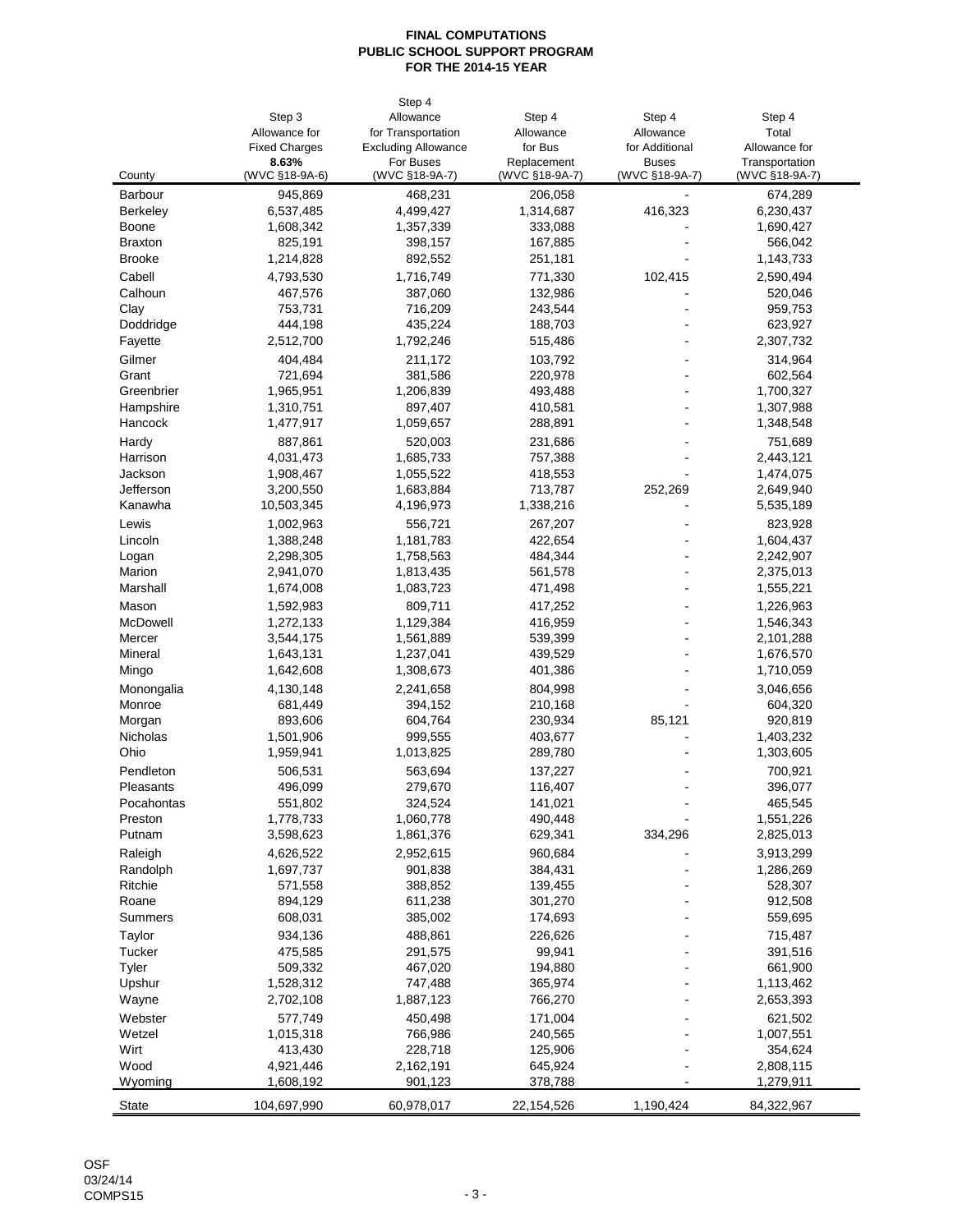**FINAL COMPUTATIONS**
**PUBLIC SCHOOL SUPPORT PROGRAM**
**FOR THE 2014-15 YEAR**

| County | Step 3 Allowance for Fixed Charges **8.63%** (WVC §18-9A-6) | Step 4 Allowance for Transportation Excluding Allowance For Buses (WVC §18-9A-7) | Step 4 Allowance for Bus Replacement (WVC §18-9A-7) | Step 4 Allowance for Additional Buses (WVC §18-9A-7) | Step 4 Total Allowance for Transportation (WVC §18-9A-7) |
|---|---|---|---|---|---|
| Barbour | 945,869 | 468,231 | 206,058 | - | 674,289 |
| Berkeley | 6,537,485 | 4,499,427 | 1,314,687 | 416,323 | 6,230,437 |
| Boone | 1,608,342 | 1,357,339 | 333,088 | - | 1,690,427 |
| Braxton | 825,191 | 398,157 | 167,885 | - | 566,042 |
| Brooke | 1,214,828 | 892,552 | 251,181 | - | 1,143,733 |
| Cabell | 4,793,530 | 1,716,749 | 771,330 | 102,415 | 2,590,494 |
| Calhoun | 467,576 | 387,060 | 132,986 | - | 520,046 |
| Clay | 753,731 | 716,209 | 243,544 | - | 959,753 |
| Doddridge | 444,198 | 435,224 | 188,703 | - | 623,927 |
| Fayette | 2,512,700 | 1,792,246 | 515,486 | - | 2,307,732 |
| Gilmer | 404,484 | 211,172 | 103,792 | - | 314,964 |
| Grant | 721,694 | 381,586 | 220,978 | - | 602,564 |
| Greenbrier | 1,965,951 | 1,206,839 | 493,488 | - | 1,700,327 |
| Hampshire | 1,310,751 | 897,407 | 410,581 | - | 1,307,988 |
| Hancock | 1,477,917 | 1,059,657 | 288,891 | - | 1,348,548 |
| Hardy | 887,861 | 520,003 | 231,686 | - | 751,689 |
| Harrison | 4,031,473 | 1,685,733 | 757,388 | - | 2,443,121 |
| Jackson | 1,908,467 | 1,055,522 | 418,553 | - | 1,474,075 |
| Jefferson | 3,200,550 | 1,683,884 | 713,787 | 252,269 | 2,649,940 |
| Kanawha | 10,503,345 | 4,196,973 | 1,338,216 | - | 5,535,189 |
| Lewis | 1,002,963 | 556,721 | 267,207 | - | 823,928 |
| Lincoln | 1,388,248 | 1,181,783 | 422,654 | - | 1,604,437 |
| Logan | 2,298,305 | 1,758,563 | 484,344 | - | 2,242,907 |
| Marion | 2,941,070 | 1,813,435 | 561,578 | - | 2,375,013 |
| Marshall | 1,674,008 | 1,083,723 | 471,498 | - | 1,555,221 |
| Mason | 1,592,983 | 809,711 | 417,252 | - | 1,226,963 |
| McDowell | 1,272,133 | 1,129,384 | 416,959 | - | 1,546,343 |
| Mercer | 3,544,175 | 1,561,889 | 539,399 | - | 2,101,288 |
| Mineral | 1,643,131 | 1,237,041 | 439,529 | - | 1,676,570 |
| Mingo | 1,642,608 | 1,308,673 | 401,386 | - | 1,710,059 |
| Monongalia | 4,130,148 | 2,241,658 | 804,998 | - | 3,046,656 |
| Monroe | 681,449 | 394,152 | 210,168 | - | 604,320 |
| Morgan | 893,606 | 604,764 | 230,934 | 85,121 | 920,819 |
| Nicholas | 1,501,906 | 999,555 | 403,677 | - | 1,403,232 |
| Ohio | 1,959,941 | 1,013,825 | 289,780 | - | 1,303,605 |
| Pendleton | 506,531 | 563,694 | 137,227 | - | 700,921 |
| Pleasants | 496,099 | 279,670 | 116,407 | - | 396,077 |
| Pocahontas | 551,802 | 324,524 | 141,021 | - | 465,545 |
| Preston | 1,778,733 | 1,060,778 | 490,448 | - | 1,551,226 |
| Putnam | 3,598,623 | 1,861,376 | 629,341 | 334,296 | 2,825,013 |
| Raleigh | 4,626,522 | 2,952,615 | 960,684 | - | 3,913,299 |
| Randolph | 1,697,737 | 901,838 | 384,431 | - | 1,286,269 |
| Ritchie | 571,558 | 388,852 | 139,455 | - | 528,307 |
| Roane | 894,129 | 611,238 | 301,270 | - | 912,508 |
| Summers | 608,031 | 385,002 | 174,693 | - | 559,695 |
| Taylor | 934,136 | 488,861 | 226,626 | - | 715,487 |
| Tucker | 475,585 | 291,575 | 99,941 | - | 391,516 |
| Tyler | 509,332 | 467,020 | 194,880 | - | 661,900 |
| Upshur | 1,528,312 | 747,488 | 365,974 | - | 1,113,462 |
| Wayne | 2,702,108 | 1,887,123 | 766,270 | - | 2,653,393 |
| Webster | 577,749 | 450,498 | 171,004 | - | 621,502 |
| Wetzel | 1,015,318 | 766,986 | 240,565 | - | 1,007,551 |
| Wirt | 413,430 | 228,718 | 125,906 | - | 354,624 |
| Wood | 4,921,446 | 2,162,191 | 645,924 | - | 2,808,115 |
| Wyoming | 1,608,192 | 901,123 | 378,788 | - | 1,279,911 |
| State | 104,697,990 | 60,978,017 | 22,154,526 | 1,190,424 | 84,322,967 |

OSF
03/24/14
COMPS15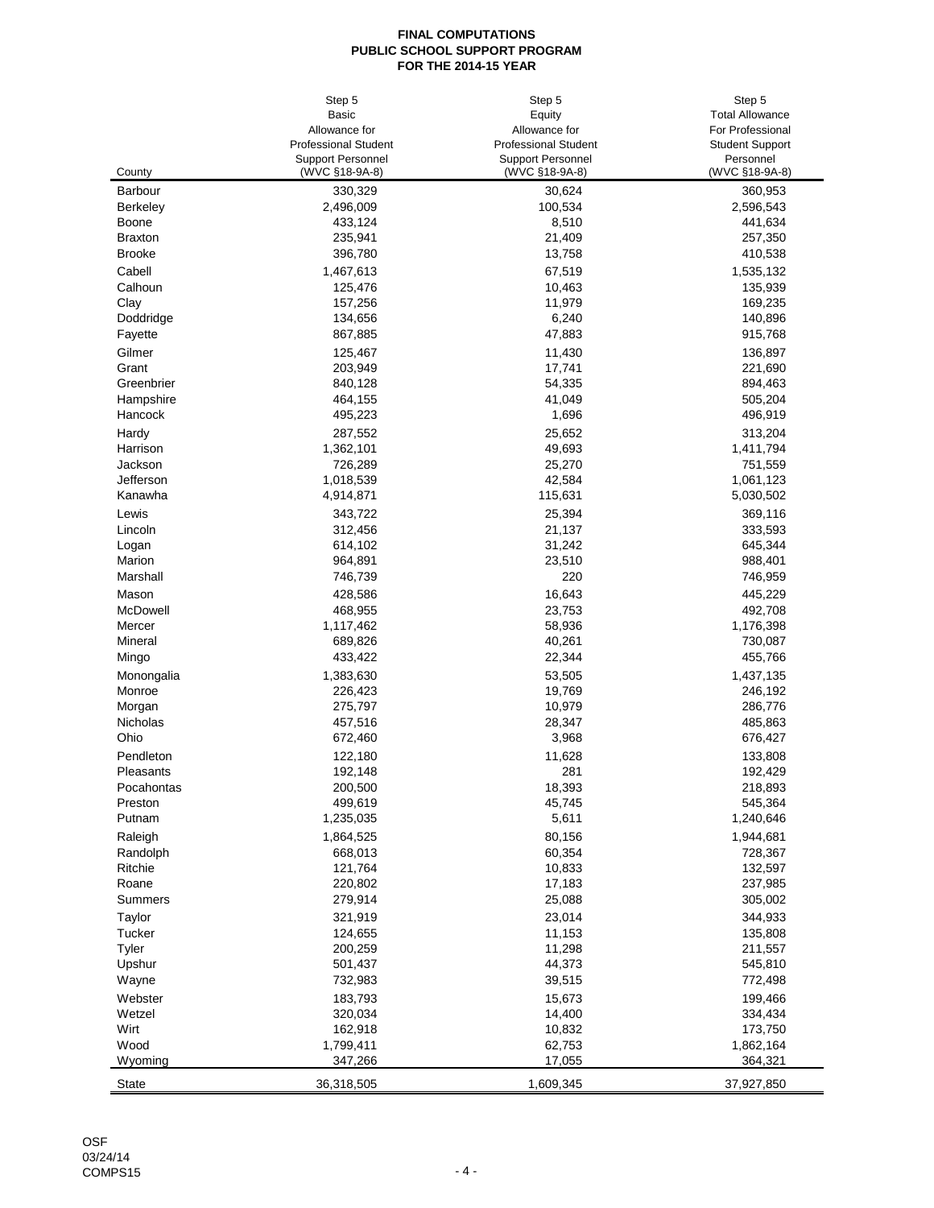**FINAL COMPUTATIONS**
**PUBLIC SCHOOL SUPPORT PROGRAM**
**FOR THE 2014-15 YEAR**

| County | Step 5 Basic Allowance for Professional Student Support Personnel (WVC §18-9A-8) | Step 5 Equity Allowance for Professional Student Support Personnel (WVC §18-9A-8) | Step 5 Total Allowance For Professional Student Support Personnel (WVC §18-9A-8) |
|---|---|---|---|
| Barbour | 330,329 | 30,624 | 360,953 |
| Berkeley | 2,496,009 | 100,534 | 2,596,543 |
| Boone | 433,124 | 8,510 | 441,634 |
| Braxton | 235,941 | 21,409 | 257,350 |
| Brooke | 396,780 | 13,758 | 410,538 |
| Cabell | 1,467,613 | 67,519 | 1,535,132 |
| Calhoun | 125,476 | 10,463 | 135,939 |
| Clay | 157,256 | 11,979 | 169,235 |
| Doddridge | 134,656 | 6,240 | 140,896 |
| Fayette | 867,885 | 47,883 | 915,768 |
| Gilmer | 125,467 | 11,430 | 136,897 |
| Grant | 203,949 | 17,741 | 221,690 |
| Greenbrier | 840,128 | 54,335 | 894,463 |
| Hampshire | 464,155 | 41,049 | 505,204 |
| Hancock | 495,223 | 1,696 | 496,919 |
| Hardy | 287,552 | 25,652 | 313,204 |
| Harrison | 1,362,101 | 49,693 | 1,411,794 |
| Jackson | 726,289 | 25,270 | 751,559 |
| Jefferson | 1,018,539 | 42,584 | 1,061,123 |
| Kanawha | 4,914,871 | 115,631 | 5,030,502 |
| Lewis | 343,722 | 25,394 | 369,116 |
| Lincoln | 312,456 | 21,137 | 333,593 |
| Logan | 614,102 | 31,242 | 645,344 |
| Marion | 964,891 | 23,510 | 988,401 |
| Marshall | 746,739 | 220 | 746,959 |
| Mason | 428,586 | 16,643 | 445,229 |
| McDowell | 468,955 | 23,753 | 492,708 |
| Mercer | 1,117,462 | 58,936 | 1,176,398 |
| Mineral | 689,826 | 40,261 | 730,087 |
| Mingo | 433,422 | 22,344 | 455,766 |
| Monongalia | 1,383,630 | 53,505 | 1,437,135 |
| Monroe | 226,423 | 19,769 | 246,192 |
| Morgan | 275,797 | 10,979 | 286,776 |
| Nicholas | 457,516 | 28,347 | 485,863 |
| Ohio | 672,460 | 3,968 | 676,427 |
| Pendleton | 122,180 | 11,628 | 133,808 |
| Pleasants | 192,148 | 281 | 192,429 |
| Pocahontas | 200,500 | 18,393 | 218,893 |
| Preston | 499,619 | 45,745 | 545,364 |
| Putnam | 1,235,035 | 5,611 | 1,240,646 |
| Raleigh | 1,864,525 | 80,156 | 1,944,681 |
| Randolph | 668,013 | 60,354 | 728,367 |
| Ritchie | 121,764 | 10,833 | 132,597 |
| Roane | 220,802 | 17,183 | 237,985 |
| Summers | 279,914 | 25,088 | 305,002 |
| Taylor | 321,919 | 23,014 | 344,933 |
| Tucker | 124,655 | 11,153 | 135,808 |
| Tyler | 200,259 | 11,298 | 211,557 |
| Upshur | 501,437 | 44,373 | 545,810 |
| Wayne | 732,983 | 39,515 | 772,498 |
| Webster | 183,793 | 15,673 | 199,466 |
| Wetzel | 320,034 | 14,400 | 334,434 |
| Wirt | 162,918 | 10,832 | 173,750 |
| Wood | 1,799,411 | 62,753 | 1,862,164 |
| Wyoming | 347,266 | 17,055 | 364,321 |
| State | 36,318,505 | 1,609,345 | 37,927,850 |

OSF
03/24/14
COMPS15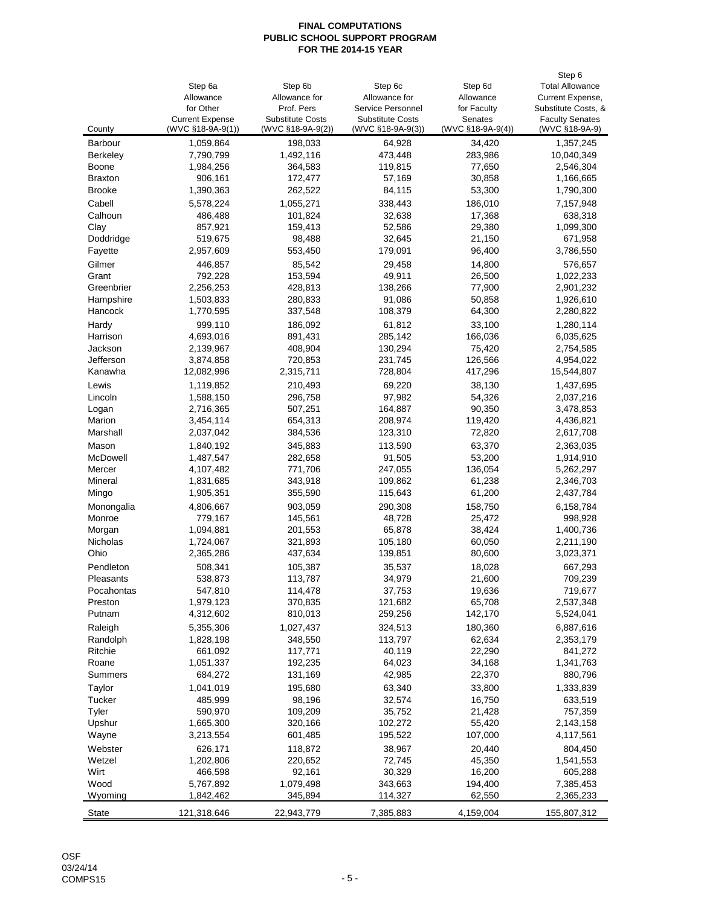**FINAL COMPUTATIONS**
**PUBLIC SCHOOL SUPPORT PROGRAM**
**FOR THE 2014-15 YEAR**

| County | Step 6a Allowance for Other Current Expense (WVC §18-9A-9(1)) | Step 6b Allowance for Prof. Pers Substitute Costs (WVC §18-9A-9(2)) | Step 6c Allowance for Service Personnel Substitute Costs (WVC §18-9A-9(3)) | Step 6d Allowance for Faculty Senates (WVC §18-9A-9(4)) | Step 6 Total Allowance Current Expense, Substitute Costs, & Faculty Senates (WVC §18-9A-9) |
|---|---|---|---|---|---|
| Barbour | 1,059,864 | 198,033 | 64,928 | 34,420 | 1,357,245 |
| Berkeley | 7,790,799 | 1,492,116 | 473,448 | 283,986 | 10,040,349 |
| Boone | 1,984,256 | 364,583 | 119,815 | 77,650 | 2,546,304 |
| Braxton | 906,161 | 172,477 | 57,169 | 30,858 | 1,166,665 |
| Brooke | 1,390,363 | 262,522 | 84,115 | 53,300 | 1,790,300 |
| Cabell | 5,578,224 | 1,055,271 | 338,443 | 186,010 | 7,157,948 |
| Calhoun | 486,488 | 101,824 | 32,638 | 17,368 | 638,318 |
| Clay | 857,921 | 159,413 | 52,586 | 29,380 | 1,099,300 |
| Doddridge | 519,675 | 98,488 | 32,645 | 21,150 | 671,958 |
| Fayette | 2,957,609 | 553,450 | 179,091 | 96,400 | 3,786,550 |
| Gilmer | 446,857 | 85,542 | 29,458 | 14,800 | 576,657 |
| Grant | 792,228 | 153,594 | 49,911 | 26,500 | 1,022,233 |
| Greenbrier | 2,256,253 | 428,813 | 138,266 | 77,900 | 2,901,232 |
| Hampshire | 1,503,833 | 280,833 | 91,086 | 50,858 | 1,926,610 |
| Hancock | 1,770,595 | 337,548 | 108,379 | 64,300 | 2,280,822 |
| Hardy | 999,110 | 186,092 | 61,812 | 33,100 | 1,280,114 |
| Harrison | 4,693,016 | 891,431 | 285,142 | 166,036 | 6,035,625 |
| Jackson | 2,139,967 | 408,904 | 130,294 | 75,420 | 2,754,585 |
| Jefferson | 3,874,858 | 720,853 | 231,745 | 126,566 | 4,954,022 |
| Kanawha | 12,082,996 | 2,315,711 | 728,804 | 417,296 | 15,544,807 |
| Lewis | 1,119,852 | 210,493 | 69,220 | 38,130 | 1,437,695 |
| Lincoln | 1,588,150 | 296,758 | 97,982 | 54,326 | 2,037,216 |
| Logan | 2,716,365 | 507,251 | 164,887 | 90,350 | 3,478,853 |
| Marion | 3,454,114 | 654,313 | 208,974 | 119,420 | 4,436,821 |
| Marshall | 2,037,042 | 384,536 | 123,310 | 72,820 | 2,617,708 |
| Mason | 1,840,192 | 345,883 | 113,590 | 63,370 | 2,363,035 |
| McDowell | 1,487,547 | 282,658 | 91,505 | 53,200 | 1,914,910 |
| Mercer | 4,107,482 | 771,706 | 247,055 | 136,054 | 5,262,297 |
| Mineral | 1,831,685 | 343,918 | 109,862 | 61,238 | 2,346,703 |
| Mingo | 1,905,351 | 355,590 | 115,643 | 61,200 | 2,437,784 |
| Monongalia | 4,806,667 | 903,059 | 290,308 | 158,750 | 6,158,784 |
| Monroe | 779,167 | 145,561 | 48,728 | 25,472 | 998,928 |
| Morgan | 1,094,881 | 201,553 | 65,878 | 38,424 | 1,400,736 |
| Nicholas | 1,724,067 | 321,893 | 105,180 | 60,050 | 2,211,190 |
| Ohio | 2,365,286 | 437,634 | 139,851 | 80,600 | 3,023,371 |
| Pendleton | 508,341 | 105,387 | 35,537 | 18,028 | 667,293 |
| Pleasants | 538,873 | 113,787 | 34,979 | 21,600 | 709,239 |
| Pocahontas | 547,810 | 114,478 | 37,753 | 19,636 | 719,677 |
| Preston | 1,979,123 | 370,835 | 121,682 | 65,708 | 2,537,348 |
| Putnam | 4,312,602 | 810,013 | 259,256 | 142,170 | 5,524,041 |
| Raleigh | 5,355,306 | 1,027,437 | 324,513 | 180,360 | 6,887,616 |
| Randolph | 1,828,198 | 348,550 | 113,797 | 62,634 | 2,353,179 |
| Ritchie | 661,092 | 117,771 | 40,119 | 22,290 | 841,272 |
| Roane | 1,051,337 | 192,235 | 64,023 | 34,168 | 1,341,763 |
| Summers | 684,272 | 131,169 | 42,985 | 22,370 | 880,796 |
| Taylor | 1,041,019 | 195,680 | 63,340 | 33,800 | 1,333,839 |
| Tucker | 485,999 | 98,196 | 32,574 | 16,750 | 633,519 |
| Tyler | 590,970 | 109,209 | 35,752 | 21,428 | 757,359 |
| Upshur | 1,665,300 | 320,166 | 102,272 | 55,420 | 2,143,158 |
| Wayne | 3,213,554 | 601,485 | 195,522 | 107,000 | 4,117,561 |
| Webster | 626,171 | 118,872 | 38,967 | 20,440 | 804,450 |
| Wetzel | 1,202,806 | 220,652 | 72,745 | 45,350 | 1,541,553 |
| Wirt | 466,598 | 92,161 | 30,329 | 16,200 | 605,288 |
| Wood | 5,767,892 | 1,079,498 | 343,663 | 194,400 | 7,385,453 |
| Wyoming | 1,842,462 | 345,894 | 114,327 | 62,550 | 2,365,233 |
| State | 121,318,646 | 22,943,779 | 7,385,883 | 4,159,004 | 155,807,312 |

OSF
03/24/14
COMPS15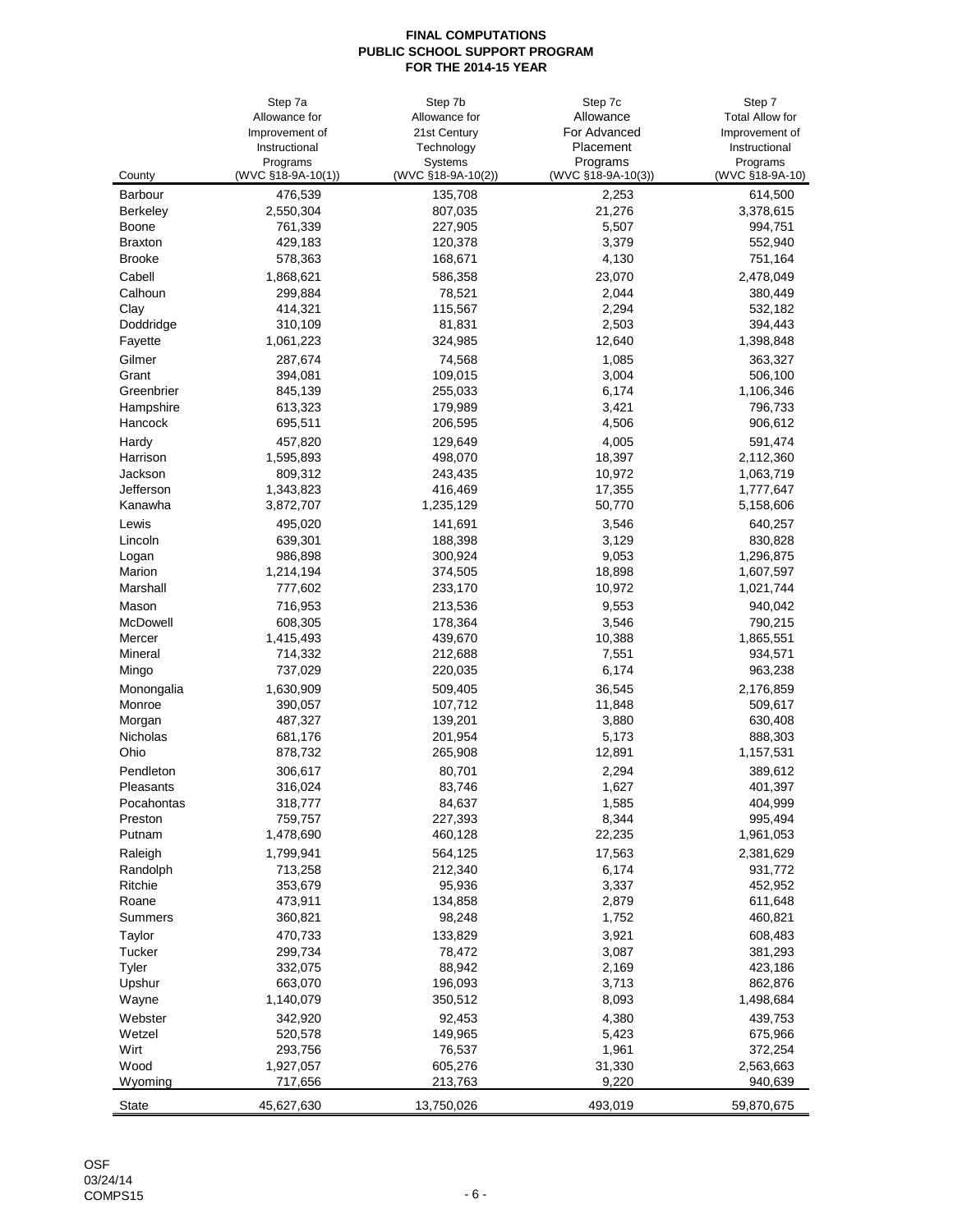**FINAL COMPUTATIONS**
**PUBLIC SCHOOL SUPPORT PROGRAM**
**FOR THE 2014-15 YEAR**

| County | Step 7a Allowance for Improvement of Instructional Programs (WVC §18-9A-10(1)) | Step 7b Allowance for 21st Century Technology Systems (WVC §18-9A-10(2)) | Step 7c Allowance For Advanced Placement Programs (WVC §18-9A-10(3)) | Step 7 Total Allow for Improvement of Instructional Programs (WVC §18-9A-10) |
|---|---|---|---|---|
| Barbour | 476,539 | 135,708 | 2,253 | 614,500 |
| Berkeley | 2,550,304 | 807,035 | 21,276 | 3,378,615 |
| Boone | 761,339 | 227,905 | 5,507 | 994,751 |
| Braxton | 429,183 | 120,378 | 3,379 | 552,940 |
| Brooke | 578,363 | 168,671 | 4,130 | 751,164 |
| Cabell | 1,868,621 | 586,358 | 23,070 | 2,478,049 |
| Calhoun | 299,884 | 78,521 | 2,044 | 380,449 |
| Clay | 414,321 | 115,567 | 2,294 | 532,182 |
| Doddridge | 310,109 | 81,831 | 2,503 | 394,443 |
| Fayette | 1,061,223 | 324,985 | 12,640 | 1,398,848 |
| Gilmer | 287,674 | 74,568 | 1,085 | 363,327 |
| Grant | 394,081 | 109,015 | 3,004 | 506,100 |
| Greenbrier | 845,139 | 255,033 | 6,174 | 1,106,346 |
| Hampshire | 613,323 | 179,989 | 3,421 | 796,733 |
| Hancock | 695,511 | 206,595 | 4,506 | 906,612 |
| Hardy | 457,820 | 129,649 | 4,005 | 591,474 |
| Harrison | 1,595,893 | 498,070 | 18,397 | 2,112,360 |
| Jackson | 809,312 | 243,435 | 10,972 | 1,063,719 |
| Jefferson | 1,343,823 | 416,469 | 17,355 | 1,777,647 |
| Kanawha | 3,872,707 | 1,235,129 | 50,770 | 5,158,606 |
| Lewis | 495,020 | 141,691 | 3,546 | 640,257 |
| Lincoln | 639,301 | 188,398 | 3,129 | 830,828 |
| Logan | 986,898 | 300,924 | 9,053 | 1,296,875 |
| Marion | 1,214,194 | 374,505 | 18,898 | 1,607,597 |
| Marshall | 777,602 | 233,170 | 10,972 | 1,021,744 |
| Mason | 716,953 | 213,536 | 9,553 | 940,042 |
| McDowell | 608,305 | 178,364 | 3,546 | 790,215 |
| Mercer | 1,415,493 | 439,670 | 10,388 | 1,865,551 |
| Mineral | 714,332 | 212,688 | 7,551 | 934,571 |
| Mingo | 737,029 | 220,035 | 6,174 | 963,238 |
| Monongalia | 1,630,909 | 509,405 | 36,545 | 2,176,859 |
| Monroe | 390,057 | 107,712 | 11,848 | 509,617 |
| Morgan | 487,327 | 139,201 | 3,880 | 630,408 |
| Nicholas | 681,176 | 201,954 | 5,173 | 888,303 |
| Ohio | 878,732 | 265,908 | 12,891 | 1,157,531 |
| Pendleton | 306,617 | 80,701 | 2,294 | 389,612 |
| Pleasants | 316,024 | 83,746 | 1,627 | 401,397 |
| Pocahontas | 318,777 | 84,637 | 1,585 | 404,999 |
| Preston | 759,757 | 227,393 | 8,344 | 995,494 |
| Putnam | 1,478,690 | 460,128 | 22,235 | 1,961,053 |
| Raleigh | 1,799,941 | 564,125 | 17,563 | 2,381,629 |
| Randolph | 713,258 | 212,340 | 6,174 | 931,772 |
| Ritchie | 353,679 | 95,936 | 3,337 | 452,952 |
| Roane | 473,911 | 134,858 | 2,879 | 611,648 |
| Summers | 360,821 | 98,248 | 1,752 | 460,821 |
| Taylor | 470,733 | 133,829 | 3,921 | 608,483 |
| Tucker | 299,734 | 78,472 | 3,087 | 381,293 |
| Tyler | 332,075 | 88,942 | 2,169 | 423,186 |
| Upshur | 663,070 | 196,093 | 3,713 | 862,876 |
| Wayne | 1,140,079 | 350,512 | 8,093 | 1,498,684 |
| Webster | 342,920 | 92,453 | 4,380 | 439,753 |
| Wetzel | 520,578 | 149,965 | 5,423 | 675,966 |
| Wirt | 293,756 | 76,537 | 1,961 | 372,254 |
| Wood | 1,927,057 | 605,276 | 31,330 | 2,563,663 |
| Wyoming | 717,656 | 213,763 | 9,220 | 940,639 |
| State | 45,627,630 | 13,750,026 | 493,019 | 59,870,675 |

OSF
03/24/14
COMPS15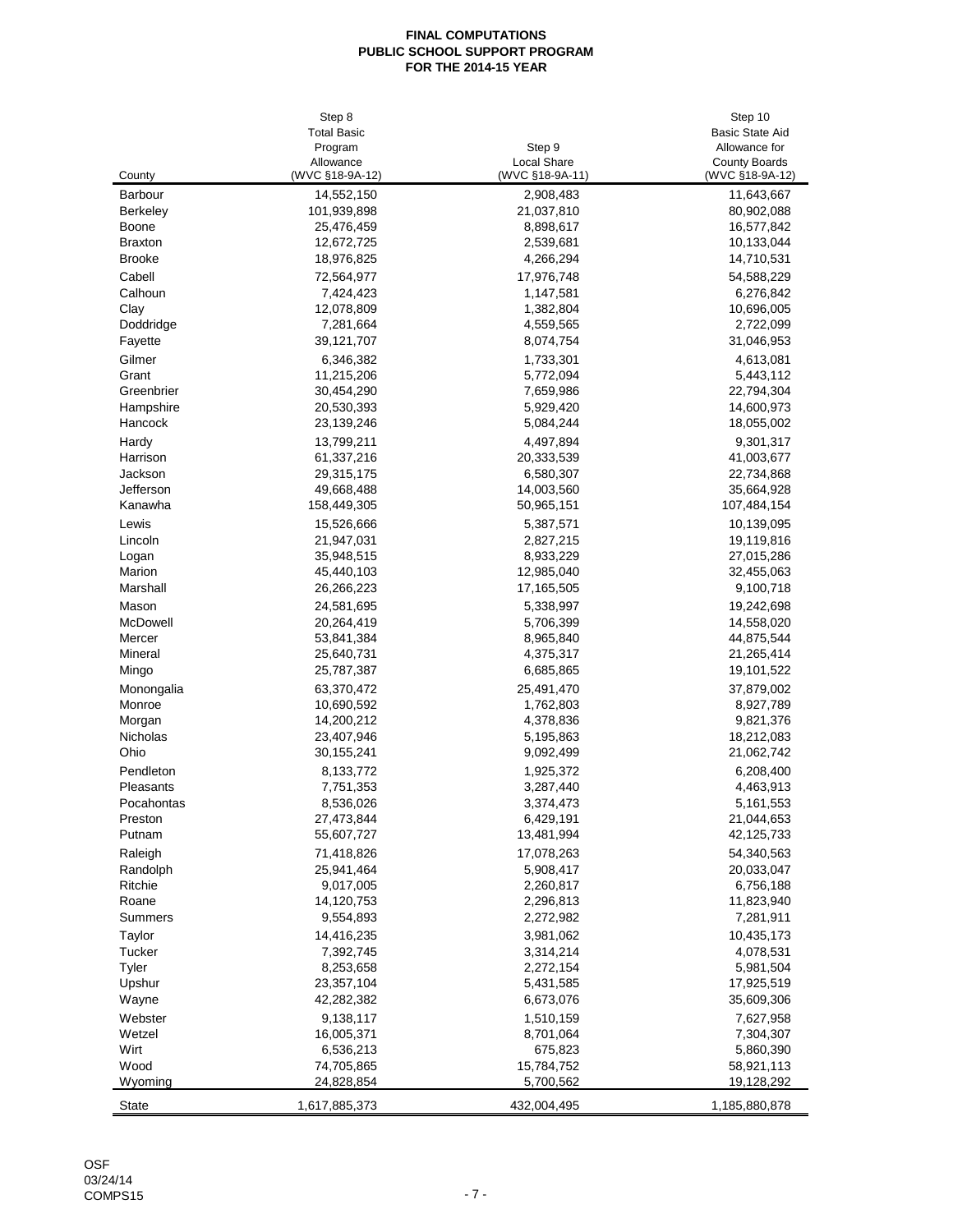**FINAL COMPUTATIONS**
**PUBLIC SCHOOL SUPPORT PROGRAM**
**FOR THE 2014-15 YEAR**

| County | Step 8 Total Basic Program Allowance (WVC §18-9A-12) | Step 9 Local Share (WVC §18-9A-11) | Step 10 Basic State Aid Allowance for County Boards (WVC §18-9A-12) |
|---|---|---|---|
| Barbour | 14,552,150 | 2,908,483 | 11,643,667 |
| Berkeley | 101,939,898 | 21,037,810 | 80,902,088 |
| Boone | 25,476,459 | 8,898,617 | 16,577,842 |
| Braxton | 12,672,725 | 2,539,681 | 10,133,044 |
| Brooke | 18,976,825 | 4,266,294 | 14,710,531 |
| Cabell | 72,564,977 | 17,976,748 | 54,588,229 |
| Calhoun | 7,424,423 | 1,147,581 | 6,276,842 |
| Clay | 12,078,809 | 1,382,804 | 10,696,005 |
| Doddridge | 7,281,664 | 4,559,565 | 2,722,099 |
| Fayette | 39,121,707 | 8,074,754 | 31,046,953 |
| Gilmer | 6,346,382 | 1,733,301 | 4,613,081 |
| Grant | 11,215,206 | 5,772,094 | 5,443,112 |
| Greenbrier | 30,454,290 | 7,659,986 | 22,794,304 |
| Hampshire | 20,530,393 | 5,929,420 | 14,600,973 |
| Hancock | 23,139,246 | 5,084,244 | 18,055,002 |
| Hardy | 13,799,211 | 4,497,894 | 9,301,317 |
| Harrison | 61,337,216 | 20,333,539 | 41,003,677 |
| Jackson | 29,315,175 | 6,580,307 | 22,734,868 |
| Jefferson | 49,668,488 | 14,003,560 | 35,664,928 |
| Kanawha | 158,449,305 | 50,965,151 | 107,484,154 |
| Lewis | 15,526,666 | 5,387,571 | 10,139,095 |
| Lincoln | 21,947,031 | 2,827,215 | 19,119,816 |
| Logan | 35,948,515 | 8,933,229 | 27,015,286 |
| Marion | 45,440,103 | 12,985,040 | 32,455,063 |
| Marshall | 26,266,223 | 17,165,505 | 9,100,718 |
| Mason | 24,581,695 | 5,338,997 | 19,242,698 |
| McDowell | 20,264,419 | 5,706,399 | 14,558,020 |
| Mercer | 53,841,384 | 8,965,840 | 44,875,544 |
| Mineral | 25,640,731 | 4,375,317 | 21,265,414 |
| Mingo | 25,787,387 | 6,685,865 | 19,101,522 |
| Monongalia | 63,370,472 | 25,491,470 | 37,879,002 |
| Monroe | 10,690,592 | 1,762,803 | 8,927,789 |
| Morgan | 14,200,212 | 4,378,836 | 9,821,376 |
| Nicholas | 23,407,946 | 5,195,863 | 18,212,083 |
| Ohio | 30,155,241 | 9,092,499 | 21,062,742 |
| Pendleton | 8,133,772 | 1,925,372 | 6,208,400 |
| Pleasants | 7,751,353 | 3,287,440 | 4,463,913 |
| Pocahontas | 8,536,026 | 3,374,473 | 5,161,553 |
| Preston | 27,473,844 | 6,429,191 | 21,044,653 |
| Putnam | 55,607,727 | 13,481,994 | 42,125,733 |
| Raleigh | 71,418,826 | 17,078,263 | 54,340,563 |
| Randolph | 25,941,464 | 5,908,417 | 20,033,047 |
| Ritchie | 9,017,005 | 2,260,817 | 6,756,188 |
| Roane | 14,120,753 | 2,296,813 | 11,823,940 |
| Summers | 9,554,893 | 2,272,982 | 7,281,911 |
| Taylor | 14,416,235 | 3,981,062 | 10,435,173 |
| Tucker | 7,392,745 | 3,314,214 | 4,078,531 |
| Tyler | 8,253,658 | 2,272,154 | 5,981,504 |
| Upshur | 23,357,104 | 5,431,585 | 17,925,519 |
| Wayne | 42,282,382 | 6,673,076 | 35,609,306 |
| Webster | 9,138,117 | 1,510,159 | 7,627,958 |
| Wetzel | 16,005,371 | 8,701,064 | 7,304,307 |
| Wirt | 6,536,213 | 675,823 | 5,860,390 |
| Wood | 74,705,865 | 15,784,752 | 58,921,113 |
| Wyoming | 24,828,854 | 5,700,562 | 19,128,292 |
| State | 1,617,885,373 | 432,004,495 | 1,185,880,878 |

OSF
03/24/14
COMPS15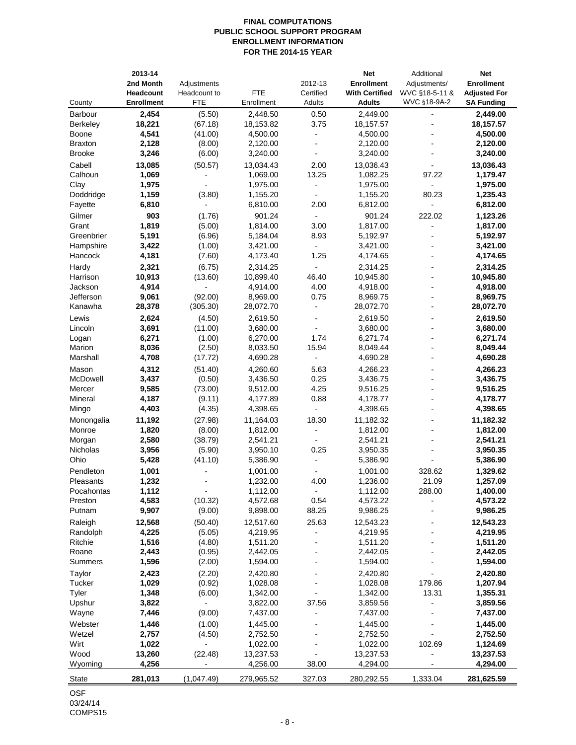# FINAL COMPUTATIONS
## PUBLIC SCHOOL SUPPORT PROGRAM
## ENROLLMENT INFORMATION
## FOR THE 2014-15 YEAR

| County | 2013-14 2nd Month Headcount Enrollment | Adjustments Headcount to FTE | FTE Enrollment | 2012-13 Certified Adults | Net Enrollment With Certified Adults | Additional Adjustments/ WVC §18-5-11 & WVC §18-9A-2 | Net Enrollment Adjusted For SA Funding |
|---|---|---|---|---|---|---|---|
| Barbour | **2,454** | (5.50) | 2,448.50 | 0.50 | 2,449.00 | - | **2,449.00** |
| Berkeley | **18,221** | (67.18) | 18,153.82 | 3.75 | 18,157.57 | - | **18,157.57** |
| Boone | **4,541** | (41.00) | 4,500.00 | - | 4,500.00 | - | **4,500.00** |
| Braxton | **2,128** | (8.00) | 2,120.00 | - | 2,120.00 | - | **2,120.00** |
| Brooke | **3,246** | (6.00) | 3,240.00 | - | 3,240.00 | - | **3,240.00** |
| Cabell | **13,085** | (50.57) | 13,034.43 | 2.00 | 13,036.43 | - | **13,036.43** |
| Calhoun | **1,069** | - | 1,069.00 | 13.25 | 1,082.25 | 97.22 | **1,179.47** |
| Clay | **1,975** | - | 1,975.00 | - | 1,975.00 | - | **1,975.00** |
| Doddridge | **1,159** | (3.80) | 1,155.20 | - | 1,155.20 | 80.23 | **1,235.43** |
| Fayette | **6,810** | - | 6,810.00 | 2.00 | 6,812.00 | - | **6,812.00** |
| Gilmer | **903** | (1.76) | 901.24 | - | 901.24 | 222.02 | **1,123.26** |
| Grant | **1,819** | (5.00) | 1,814.00 | 3.00 | 1,817.00 | - | **1,817.00** |
| Greenbrier | **5,191** | (6.96) | 5,184.04 | 8.93 | 5,192.97 | - | **5,192.97** |
| Hampshire | **3,422** | (1.00) | 3,421.00 | - | 3,421.00 | - | **3,421.00** |
| Hancock | **4,181** | (7.60) | 4,173.40 | 1.25 | 4,174.65 | - | **4,174.65** |
| Hardy | **2,321** | (6.75) | 2,314.25 | - | 2,314.25 | - | **2,314.25** |
| Harrison | **10,913** | (13.60) | 10,899.40 | 46.40 | 10,945.80 | - | **10,945.80** |
| Jackson | **4,914** | - | 4,914.00 | 4.00 | 4,918.00 | - | **4,918.00** |
| Jefferson | **9,061** | (92.00) | 8,969.00 | 0.75 | 8,969.75 | - | **8,969.75** |
| Kanawha | **28,378** | (305.30) | 28,072.70 | - | 28,072.70 | - | **28,072.70** |
| Lewis | **2,624** | (4.50) | 2,619.50 | - | 2,619.50 | - | **2,619.50** |
| Lincoln | **3,691** | (11.00) | 3,680.00 | - | 3,680.00 | - | **3,680.00** |
| Logan | **6,271** | (1.00) | 6,270.00 | 1.74 | 6,271.74 | - | **6,271.74** |
| Marion | **8,036** | (2.50) | 8,033.50 | 15.94 | 8,049.44 | - | **8,049.44** |
| Marshall | **4,708** | (17.72) | 4,690.28 | - | 4,690.28 | - | **4,690.28** |
| Mason | **4,312** | (51.40) | 4,260.60 | 5.63 | 4,266.23 | - | **4,266.23** |
| McDowell | **3,437** | (0.50) | 3,436.50 | 0.25 | 3,436.75 | - | **3,436.75** |
| Mercer | **9,585** | (73.00) | 9,512.00 | 4.25 | 9,516.25 | - | **9,516.25** |
| Mineral | **4,187** | (9.11) | 4,177.89 | 0.88 | 4,178.77 | - | **4,178.77** |
| Mingo | **4,403** | (4.35) | 4,398.65 | - | 4,398.65 | - | **4,398.65** |
| Monongalia | **11,192** | (27.98) | 11,164.03 | 18.30 | 11,182.32 | - | **11,182.32** |
| Monroe | **1,820** | (8.00) | 1,812.00 | - | 1,812.00 | - | **1,812.00** |
| Morgan | **2,580** | (38.79) | 2,541.21 | - | 2,541.21 | - | **2,541.21** |
| Nicholas | **3,956** | (5.90) | 3,950.10 | 0.25 | 3,950.35 | - | **3,950.35** |
| Ohio | **5,428** | (41.10) | 5,386.90 | - | 5,386.90 | - | **5,386.90** |
| Pendleton | **1,001** | - | 1,001.00 | - | 1,001.00 | 328.62 | **1,329.62** |
| Pleasants | **1,232** | - | 1,232.00 | 4.00 | 1,236.00 | 21.09 | **1,257.09** |
| Pocahontas | **1,112** | - | 1,112.00 | - | 1,112.00 | 288.00 | **1,400.00** |
| Preston | **4,583** | (10.32) | 4,572.68 | 0.54 | 4,573.22 | - | **4,573.22** |
| Putnam | **9,907** | (9.00) | 9,898.00 | 88.25 | 9,986.25 | - | **9,986.25** |
| Raleigh | **12,568** | (50.40) | 12,517.60 | 25.63 | 12,543.23 | - | **12,543.23** |
| Randolph | **4,225** | (5.05) | 4,219.95 | - | 4,219.95 | - | **4,219.95** |
| Ritchie | **1,516** | (4.80) | 1,511.20 | - | 1,511.20 | - | **1,511.20** |
| Roane | **2,443** | (0.95) | 2,442.05 | - | 2,442.05 | - | **2,442.05** |
| Summers | **1,596** | (2.00) | 1,594.00 | - | 1,594.00 | - | **1,594.00** |
| Taylor | **2,423** | (2.20) | 2,420.80 | - | 2,420.80 | - | **2,420.80** |
| Tucker | **1,029** | (0.92) | 1,028.08 | - | 1,028.08 | 179.86 | **1,207.94** |
| Tyler | **1,348** | (6.00) | 1,342.00 | - | 1,342.00 | 13.31 | **1,355.31** |
| Upshur | **3,822** | - | 3,822.00 | 37.56 | 3,859.56 | - | **3,859.56** |
| Wayne | **7,446** | (9.00) | 7,437.00 | - | 7,437.00 | - | **7,437.00** |
| Webster | **1,446** | (1.00) | 1,445.00 | - | 1,445.00 | - | **1,445.00** |
| Wetzel | **2,757** | (4.50) | 2,752.50 | - | 2,752.50 | - | **2,752.50** |
| Wirt | **1,022** | - | 1,022.00 | - | 1,022.00 | 102.69 | **1,124.69** |
| Wood | **13,260** | (22.48) | 13,237.53 | - | 13,237.53 | - | **13,237.53** |
| Wyoming | **4,256** | - | 4,256.00 | 38.00 | 4,294.00 | - | **4,294.00** |
| State | **281,013** | (1,047.49) | 279,965.52 | 327.03 | 280,292.55 | 1,333.04 | **281,625.59** |

OSF
03/24/14
COMPS15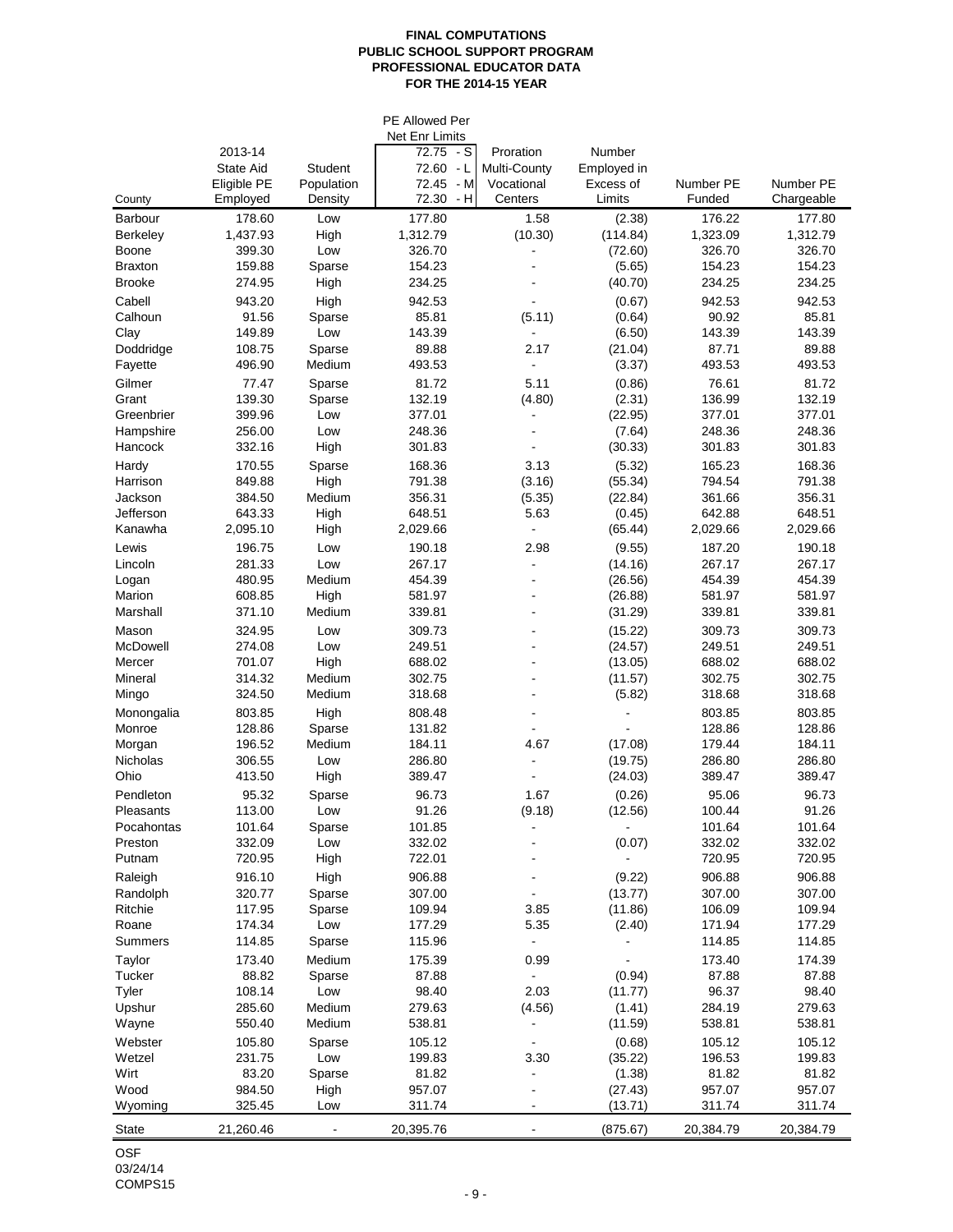**FINAL COMPUTATIONS**
**PUBLIC SCHOOL SUPPORT PROGRAM**
**PROFESSIONAL EDUCATOR DATA**
**FOR THE 2014-15 YEAR**

| County | 2013-14 State Aid Eligible PE Employed | Student Population Density | PE Allowed Per Net Enr Limits 72.75 - S 72.60 - L 72.45 - M 72.30 - H | Proration Multi-County Vocational Centers | Number Employed in Excess of Limits | Number PE Funded | Number PE Chargeable |
|---|---|---|---|---|---|---|---|
| Barbour | 178.60 | Low | 177.80 | 1.58 | (2.38) | 176.22 | 177.80 |
| Berkeley | 1,437.93 | High | 1,312.79 | (10.30) | (114.84) | 1,323.09 | 1,312.79 |
| Boone | 399.30 | Low | 326.70 | - | (72.60) | 326.70 | 326.70 |
| Braxton | 159.88 | Sparse | 154.23 | - | (5.65) | 154.23 | 154.23 |
| Brooke | 274.95 | High | 234.25 | - | (40.70) | 234.25 | 234.25 |
| Cabell | 943.20 | High | 942.53 | - | (0.67) | 942.53 | 942.53 |
| Calhoun | 91.56 | Sparse | 85.81 | (5.11) | (0.64) | 90.92 | 85.81 |
| Clay | 149.89 | Low | 143.39 | - | (6.50) | 143.39 | 143.39 |
| Doddridge | 108.75 | Sparse | 89.88 | 2.17 | (21.04) | 87.71 | 89.88 |
| Fayette | 496.90 | Medium | 493.53 | - | (3.37) | 493.53 | 493.53 |
| Gilmer | 77.47 | Sparse | 81.72 | 5.11 | (0.86) | 76.61 | 81.72 |
| Grant | 139.30 | Sparse | 132.19 | (4.80) | (2.31) | 136.99 | 132.19 |
| Greenbrier | 399.96 | Low | 377.01 | - | (22.95) | 377.01 | 377.01 |
| Hampshire | 256.00 | Low | 248.36 | - | (7.64) | 248.36 | 248.36 |
| Hancock | 332.16 | High | 301.83 | - | (30.33) | 301.83 | 301.83 |
| Hardy | 170.55 | Sparse | 168.36 | 3.13 | (5.32) | 165.23 | 168.36 |
| Harrison | 849.88 | High | 791.38 | (3.16) | (55.34) | 794.54 | 791.38 |
| Jackson | 384.50 | Medium | 356.31 | (5.35) | (22.84) | 361.66 | 356.31 |
| Jefferson | 643.33 | High | 648.51 | 5.63 | (0.45) | 642.88 | 648.51 |
| Kanawha | 2,095.10 | High | 2,029.66 | - | (65.44) | 2,029.66 | 2,029.66 |
| Lewis | 196.75 | Low | 190.18 | 2.98 | (9.55) | 187.20 | 190.18 |
| Lincoln | 281.33 | Low | 267.17 | - | (14.16) | 267.17 | 267.17 |
| Logan | 480.95 | Medium | 454.39 | - | (26.56) | 454.39 | 454.39 |
| Marion | 608.85 | High | 581.97 | - | (26.88) | 581.97 | 581.97 |
| Marshall | 371.10 | Medium | 339.81 | - | (31.29) | 339.81 | 339.81 |
| Mason | 324.95 | Low | 309.73 | - | (15.22) | 309.73 | 309.73 |
| McDowell | 274.08 | Low | 249.51 | - | (24.57) | 249.51 | 249.51 |
| Mercer | 701.07 | High | 688.02 | - | (13.05) | 688.02 | 688.02 |
| Mineral | 314.32 | Medium | 302.75 | - | (11.57) | 302.75 | 302.75 |
| Mingo | 324.50 | Medium | 318.68 | - | (5.82) | 318.68 | 318.68 |
| Monongalia | 803.85 | High | 808.48 | - | - | 803.85 | 803.85 |
| Monroe | 128.86 | Sparse | 131.82 | - | - | 128.86 | 128.86 |
| Morgan | 196.52 | Medium | 184.11 | 4.67 | (17.08) | 179.44 | 184.11 |
| Nicholas | 306.55 | Low | 286.80 | - | (19.75) | 286.80 | 286.80 |
| Ohio | 413.50 | High | 389.47 | - | (24.03) | 389.47 | 389.47 |
| Pendleton | 95.32 | Sparse | 96.73 | 1.67 | (0.26) | 95.06 | 96.73 |
| Pleasants | 113.00 | Low | 91.26 | (9.18) | (12.56) | 100.44 | 91.26 |
| Pocahontas | 101.64 | Sparse | 101.85 | - | - | 101.64 | 101.64 |
| Preston | 332.09 | Low | 332.02 | - | (0.07) | 332.02 | 332.02 |
| Putnam | 720.95 | High | 722.01 | - | - | 720.95 | 720.95 |
| Raleigh | 916.10 | High | 906.88 | - | (9.22) | 906.88 | 906.88 |
| Randolph | 320.77 | Sparse | 307.00 | - | (13.77) | 307.00 | 307.00 |
| Ritchie | 117.95 | Sparse | 109.94 | 3.85 | (11.86) | 106.09 | 109.94 |
| Roane | 174.34 | Low | 177.29 | 5.35 | (2.40) | 171.94 | 177.29 |
| Summers | 114.85 | Sparse | 115.96 | - | - | 114.85 | 114.85 |
| Taylor | 173.40 | Medium | 175.39 | 0.99 | - | 173.40 | 174.39 |
| Tucker | 88.82 | Sparse | 87.88 | - | (0.94) | 87.88 | 87.88 |
| Tyler | 108.14 | Low | 98.40 | 2.03 | (11.77) | 96.37 | 98.40 |
| Upshur | 285.60 | Medium | 279.63 | (4.56) | (1.41) | 284.19 | 279.63 |
| Wayne | 550.40 | Medium | 538.81 | - | (11.59) | 538.81 | 538.81 |
| Webster | 105.80 | Sparse | 105.12 | - | (0.68) | 105.12 | 105.12 |
| Wetzel | 231.75 | Low | 199.83 | 3.30 | (35.22) | 196.53 | 199.83 |
| Wirt | 83.20 | Sparse | 81.82 | - | (1.38) | 81.82 | 81.82 |
| Wood | 984.50 | High | 957.07 | - | (27.43) | 957.07 | 957.07 |
| Wyoming | 325.45 | Low | 311.74 | - | (13.71) | 311.74 | 311.74 |
| State | 21,260.46 | - | 20,395.76 | - | (875.67) | 20,384.79 | 20,384.79 |

OSF
03/24/14
COMPS15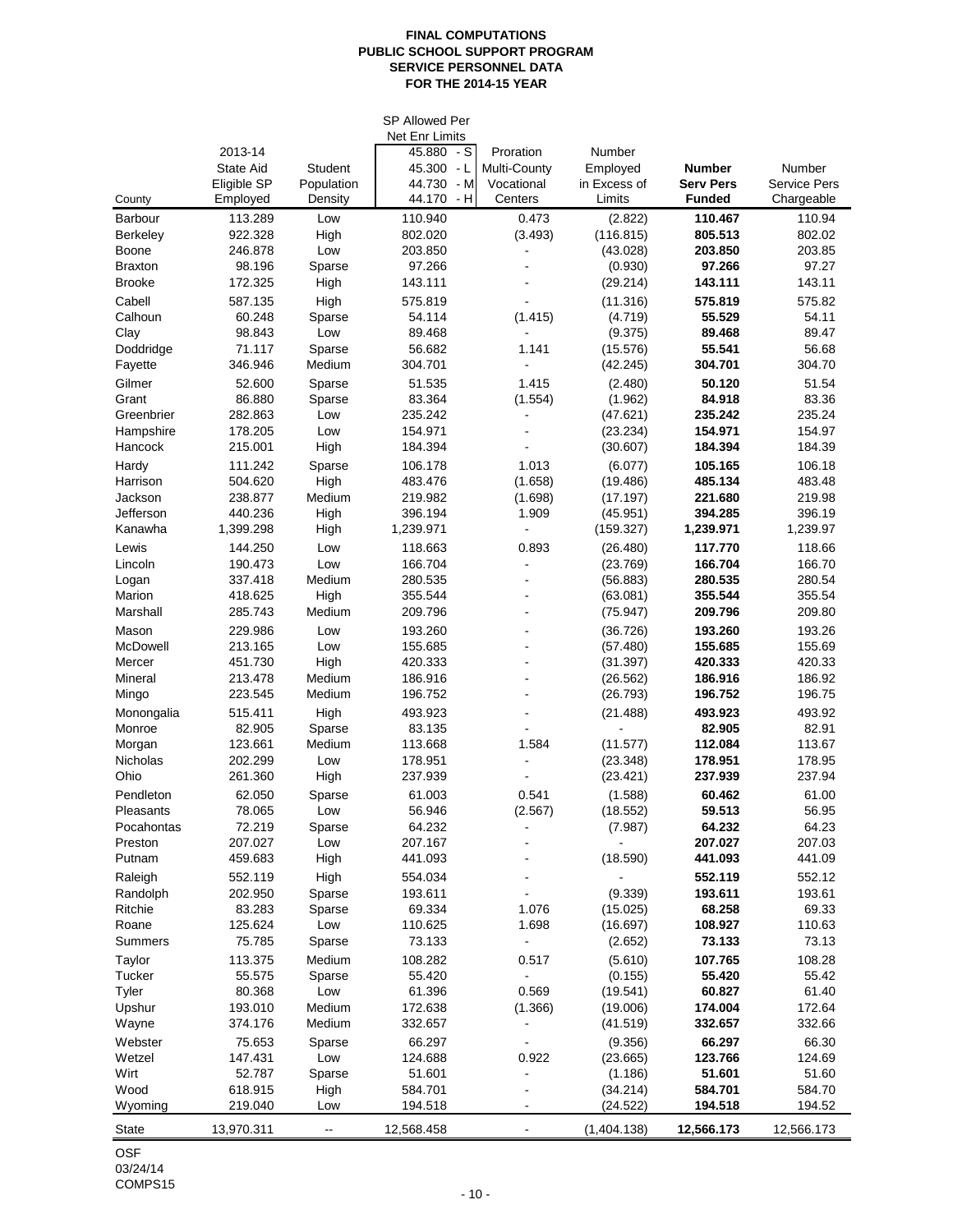**FINAL COMPUTATIONS**
**PUBLIC SCHOOL SUPPORT PROGRAM**
**SERVICE PERSONNEL DATA**
**FOR THE 2014-15 YEAR**

| County | 2013-14 State Aid Eligible SP Employed | Student Population Density | SP Allowed Per Net Enr Limits 45.880 - S 45.300 - L 44.730 - M 44.170 - H | Proration Multi-County Vocational Centers | Number Employed in Excess of Limits | **Number Serv Pers Funded** | Number Service Pers Chargeable |
|---|---|---|---|---|---|---|---|
| Barbour | 113.289 | Low | 110.940 | 0.473 | (2.822) | **110.467** | 110.94 |
| Berkeley | 922.328 | High | 802.020 | (3.493) | (116.815) | **805.513** | 802.02 |
| Boone | 246.878 | Low | 203.850 | - | (43.028) | **203.850** | 203.85 |
| Braxton | 98.196 | Sparse | 97.266 | - | (0.930) | **97.266** | 97.27 |
| Brooke | 172.325 | High | 143.111 | - | (29.214) | **143.111** | 143.11 |
| Cabell | 587.135 | High | 575.819 | - | (11.316) | **575.819** | 575.82 |
| Calhoun | 60.248 | Sparse | 54.114 | (1.415) | (4.719) | **55.529** | 54.11 |
| Clay | 98.843 | Low | 89.468 | - | (9.375) | **89.468** | 89.47 |
| Doddridge | 71.117 | Sparse | 56.682 | 1.141 | (15.576) | **55.541** | 56.68 |
| Fayette | 346.946 | Medium | 304.701 | - | (42.245) | **304.701** | 304.70 |
| Gilmer | 52.600 | Sparse | 51.535 | 1.415 | (2.480) | **50.120** | 51.54 |
| Grant | 86.880 | Sparse | 83.364 | (1.554) | (1.962) | **84.918** | 83.36 |
| Greenbrier | 282.863 | Low | 235.242 | - | (47.621) | **235.242** | 235.24 |
| Hampshire | 178.205 | Low | 154.971 | - | (23.234) | **154.971** | 154.97 |
| Hancock | 215.001 | High | 184.394 | - | (30.607) | **184.394** | 184.39 |
| Hardy | 111.242 | Sparse | 106.178 | 1.013 | (6.077) | **105.165** | 106.18 |
| Harrison | 504.620 | High | 483.476 | (1.658) | (19.486) | **485.134** | 483.48 |
| Jackson | 238.877 | Medium | 219.982 | (1.698) | (17.197) | **221.680** | 219.98 |
| Jefferson | 440.236 | High | 396.194 | 1.909 | (45.951) | **394.285** | 396.19 |
| Kanawha | 1,399.298 | High | 1,239.971 | - | (159.327) | **1,239.971** | 1,239.97 |
| Lewis | 144.250 | Low | 118.663 | 0.893 | (26.480) | **117.770** | 118.66 |
| Lincoln | 190.473 | Low | 166.704 | - | (23.769) | **166.704** | 166.70 |
| Logan | 337.418 | Medium | 280.535 | - | (56.883) | **280.535** | 280.54 |
| Marion | 418.625 | High | 355.544 | - | (63.081) | **355.544** | 355.54 |
| Marshall | 285.743 | Medium | 209.796 | - | (75.947) | **209.796** | 209.80 |
| Mason | 229.986 | Low | 193.260 | - | (36.726) | **193.260** | 193.26 |
| McDowell | 213.165 | Low | 155.685 | - | (57.480) | **155.685** | 155.69 |
| Mercer | 451.730 | High | 420.333 | - | (31.397) | **420.333** | 420.33 |
| Mineral | 213.478 | Medium | 186.916 | - | (26.562) | **186.916** | 186.92 |
| Mingo | 223.545 | Medium | 196.752 | - | (26.793) | **196.752** | 196.75 |
| Monongalia | 515.411 | High | 493.923 | - | (21.488) | **493.923** | 493.92 |
| Monroe | 82.905 | Sparse | 83.135 | - | - | **82.905** | 82.91 |
| Morgan | 123.661 | Medium | 113.668 | 1.584 | (11.577) | **112.084** | 113.67 |
| Nicholas | 202.299 | Low | 178.951 | - | (23.348) | **178.951** | 178.95 |
| Ohio | 261.360 | High | 237.939 | - | (23.421) | **237.939** | 237.94 |
| Pendleton | 62.050 | Sparse | 61.003 | 0.541 | (1.588) | **60.462** | 61.00 |
| Pleasants | 78.065 | Low | 56.946 | (2.567) | (18.552) | **59.513** | 56.95 |
| Pocahontas | 72.219 | Sparse | 64.232 | - | (7.987) | **64.232** | 64.23 |
| Preston | 207.027 | Low | 207.167 | - | - | **207.027** | 207.03 |
| Putnam | 459.683 | High | 441.093 | - | (18.590) | **441.093** | 441.09 |
| Raleigh | 552.119 | High | 554.034 | - | - | **552.119** | 552.12 |
| Randolph | 202.950 | Sparse | 193.611 | - | (9.339) | **193.611** | 193.61 |
| Ritchie | 83.283 | Sparse | 69.334 | 1.076 | (15.025) | **68.258** | 69.33 |
| Roane | 125.624 | Low | 110.625 | 1.698 | (16.697) | **108.927** | 110.63 |
| Summers | 75.785 | Sparse | 73.133 | - | (2.652) | **73.133** | 73.13 |
| Taylor | 113.375 | Medium | 108.282 | 0.517 | (5.610) | **107.765** | 108.28 |
| Tucker | 55.575 | Sparse | 55.420 | - | (0.155) | **55.420** | 55.42 |
| Tyler | 80.368 | Low | 61.396 | 0.569 | (19.541) | **60.827** | 61.40 |
| Upshur | 193.010 | Medium | 172.638 | (1.366) | (19.006) | **174.004** | 172.64 |
| Wayne | 374.176 | Medium | 332.657 | - | (41.519) | **332.657** | 332.66 |
| Webster | 75.653 | Sparse | 66.297 | - | (9.356) | **66.297** | 66.30 |
| Wetzel | 147.431 | Low | 124.688 | 0.922 | (23.665) | **123.766** | 124.69 |
| Wirt | 52.787 | Sparse | 51.601 | - | (1.186) | **51.601** | 51.60 |
| Wood | 618.915 | High | 584.701 | - | (34.214) | **584.701** | 584.70 |
| Wyoming | 219.040 | Low | 194.518 | - | (24.522) | **194.518** | 194.52 |
| State | 13,970.311 | -- | 12,568.458 | - | (1,404.138) | **12,566.173** | 12,566.173 |

OSF
03/24/14
COMPS15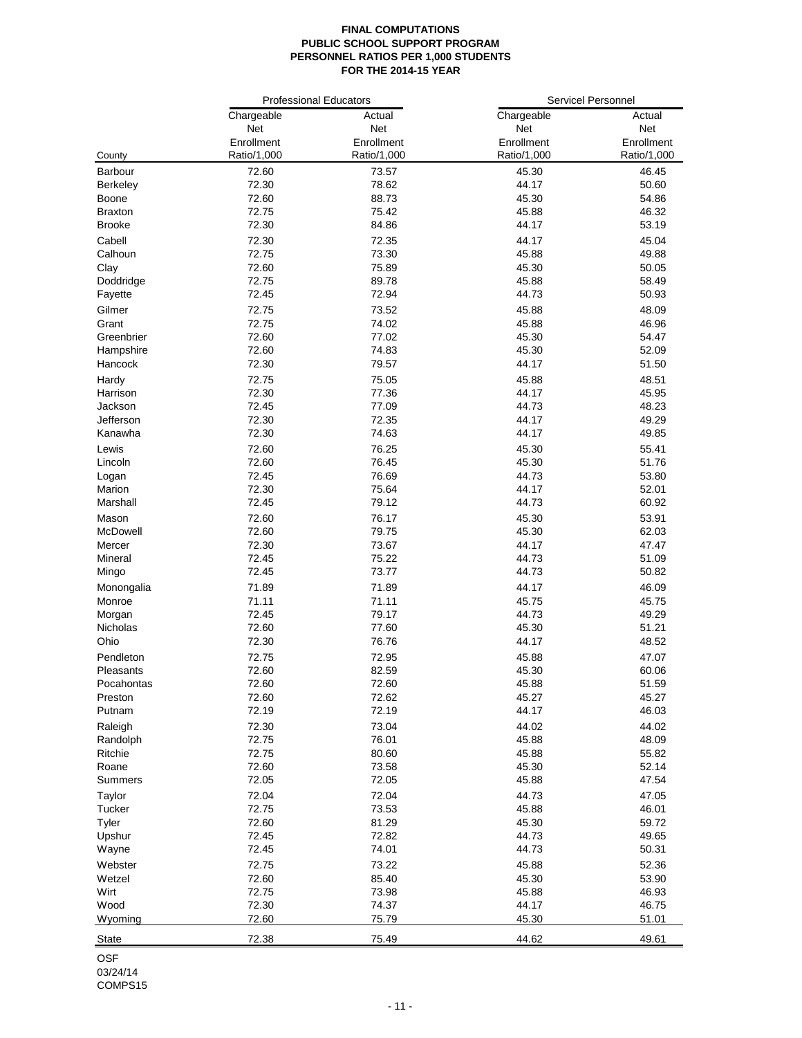**FINAL COMPUTATIONS**
**PUBLIC SCHOOL SUPPORT PROGRAM**
**PERSONNEL RATIOS PER 1,000 STUDENTS**
**FOR THE 2014-15 YEAR**

| | Professional Educators | | Servicel Personnel | |
|---|---|---|---|---|
| County | Chargeable Net Enrollment Ratio/1,000 | Actual Net Enrollment Ratio/1,000 | Chargeable Net Enrollment Ratio/1,000 | Actual Net Enrollment Ratio/1,000 |
| Barbour | 72.60 | 73.57 | 45.30 | 46.45 |
| Berkeley | 72.30 | 78.62 | 44.17 | 50.60 |
| Boone | 72.60 | 88.73 | 45.30 | 54.86 |
| Braxton | 72.75 | 75.42 | 45.88 | 46.32 |
| Brooke | 72.30 | 84.86 | 44.17 | 53.19 |
| Cabell | 72.30 | 72.35 | 44.17 | 45.04 |
| Calhoun | 72.75 | 73.30 | 45.88 | 49.88 |
| Clay | 72.60 | 75.89 | 45.30 | 50.05 |
| Doddridge | 72.75 | 89.78 | 45.88 | 58.49 |
| Fayette | 72.45 | 72.94 | 44.73 | 50.93 |
| Gilmer | 72.75 | 73.52 | 45.88 | 48.09 |
| Grant | 72.75 | 74.02 | 45.88 | 46.96 |
| Greenbrier | 72.60 | 77.02 | 45.30 | 54.47 |
| Hampshire | 72.60 | 74.83 | 45.30 | 52.09 |
| Hancock | 72.30 | 79.57 | 44.17 | 51.50 |
| Hardy | 72.75 | 75.05 | 45.88 | 48.51 |
| Harrison | 72.30 | 77.36 | 44.17 | 45.95 |
| Jackson | 72.45 | 77.09 | 44.73 | 48.23 |
| Jefferson | 72.30 | 72.35 | 44.17 | 49.29 |
| Kanawha | 72.30 | 74.63 | 44.17 | 49.85 |
| Lewis | 72.60 | 76.25 | 45.30 | 55.41 |
| Lincoln | 72.60 | 76.45 | 45.30 | 51.76 |
| Logan | 72.45 | 76.69 | 44.73 | 53.80 |
| Marion | 72.30 | 75.64 | 44.17 | 52.01 |
| Marshall | 72.45 | 79.12 | 44.73 | 60.92 |
| Mason | 72.60 | 76.17 | 45.30 | 53.91 |
| McDowell | 72.60 | 79.75 | 45.30 | 62.03 |
| Mercer | 72.30 | 73.67 | 44.17 | 47.47 |
| Mineral | 72.45 | 75.22 | 44.73 | 51.09 |
| Mingo | 72.45 | 73.77 | 44.73 | 50.82 |
| Monongalia | 71.89 | 71.89 | 44.17 | 46.09 |
| Monroe | 71.11 | 71.11 | 45.75 | 45.75 |
| Morgan | 72.45 | 79.17 | 44.73 | 49.29 |
| Nicholas | 72.60 | 77.60 | 45.30 | 51.21 |
| Ohio | 72.30 | 76.76 | 44.17 | 48.52 |
| Pendleton | 72.75 | 72.95 | 45.88 | 47.07 |
| Pleasants | 72.60 | 82.59 | 45.30 | 60.06 |
| Pocahontas | 72.60 | 72.60 | 45.88 | 51.59 |
| Preston | 72.60 | 72.62 | 45.27 | 45.27 |
| Putnam | 72.19 | 72.19 | 44.17 | 46.03 |
| Raleigh | 72.30 | 73.04 | 44.02 | 44.02 |
| Randolph | 72.75 | 76.01 | 45.88 | 48.09 |
| Ritchie | 72.75 | 80.60 | 45.88 | 55.82 |
| Roane | 72.60 | 73.58 | 45.30 | 52.14 |
| Summers | 72.05 | 72.05 | 45.88 | 47.54 |
| Taylor | 72.04 | 72.04 | 44.73 | 47.05 |
| Tucker | 72.75 | 73.53 | 45.88 | 46.01 |
| Tyler | 72.60 | 81.29 | 45.30 | 59.72 |
| Upshur | 72.45 | 72.82 | 44.73 | 49.65 |
| Wayne | 72.45 | 74.01 | 44.73 | 50.31 |
| Webster | 72.75 | 73.22 | 45.88 | 52.36 |
| Wetzel | 72.60 | 85.40 | 45.30 | 53.90 |
| Wirt | 72.75 | 73.98 | 45.88 | 46.93 |
| Wood | 72.30 | 74.37 | 44.17 | 46.75 |
| Wyoming | 72.60 | 75.79 | 45.30 | 51.01 |
| State | 72.38 | 75.49 | 44.62 | 49.61 |

OSF
03/24/14
COMPS15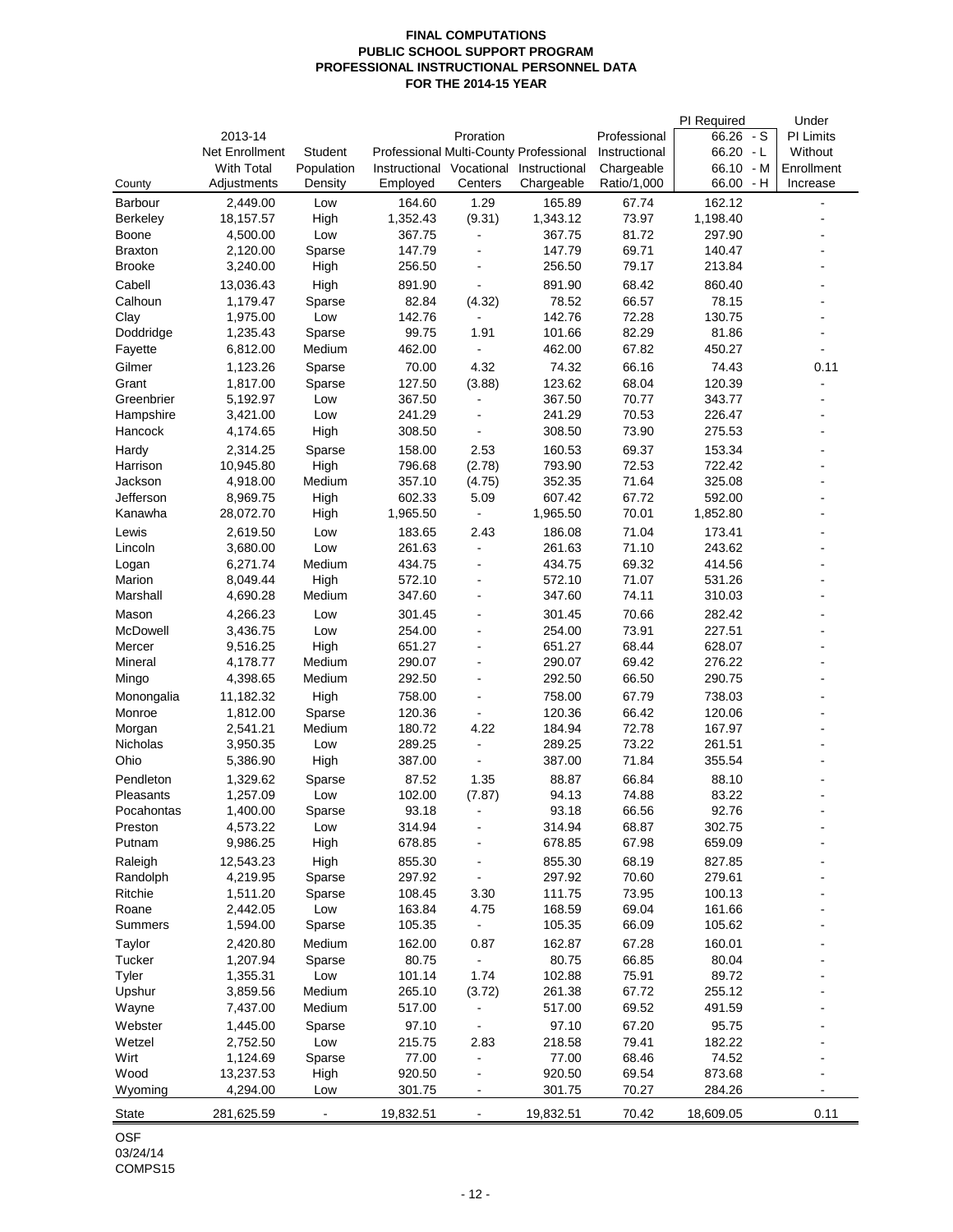# FINAL COMPUTATIONS
## PUBLIC SCHOOL SUPPORT PROGRAM
## PROFESSIONAL INSTRUCTIONAL PERSONNEL DATA
## FOR THE 2014-15 YEAR

| County | 2013-14 Net Enrollment With Total Adjustments | Student Population Density | Professional Instructional Employed | Proration Multi-County Vocational Centers | Professional Instructional Chargeable | Professional Instructional Chargeable Ratio/1,000 | PI Required 66.26 - S 66.20 - L 66.10 - M 66.00 - H | Under PI Limits Without Enrollment Increase |
|---|---|---|---|---|---|---|---|---|
| Barbour | 2,449.00 | Low | 164.60 | 1.29 | 165.89 | 67.74 | 162.12 | - |
| Berkeley | 18,157.57 | High | 1,352.43 | (9.31) | 1,343.12 | 73.97 | 1,198.40 | - |
| Boone | 4,500.00 | Low | 367.75 | - | 367.75 | 81.72 | 297.90 | - |
| Braxton | 2,120.00 | Sparse | 147.79 | - | 147.79 | 69.71 | 140.47 | - |
| Brooke | 3,240.00 | High | 256.50 | - | 256.50 | 79.17 | 213.84 | - |
| Cabell | 13,036.43 | High | 891.90 | - | 891.90 | 68.42 | 860.40 | - |
| Calhoun | 1,179.47 | Sparse | 82.84 | (4.32) | 78.52 | 66.57 | 78.15 | - |
| Clay | 1,975.00 | Low | 142.76 | - | 142.76 | 72.28 | 130.75 | - |
| Doddridge | 1,235.43 | Sparse | 99.75 | 1.91 | 101.66 | 82.29 | 81.86 | - |
| Fayette | 6,812.00 | Medium | 462.00 | - | 462.00 | 67.82 | 450.27 | - |
| Gilmer | 1,123.26 | Sparse | 70.00 | 4.32 | 74.32 | 66.16 | 74.43 | 0.11 |
| Grant | 1,817.00 | Sparse | 127.50 | (3.88) | 123.62 | 68.04 | 120.39 | - |
| Greenbrier | 5,192.97 | Low | 367.50 | - | 367.50 | 70.77 | 343.77 | - |
| Hampshire | 3,421.00 | Low | 241.29 | - | 241.29 | 70.53 | 226.47 | - |
| Hancock | 4,174.65 | High | 308.50 | - | 308.50 | 73.90 | 275.53 | - |
| Hardy | 2,314.25 | Sparse | 158.00 | 2.53 | 160.53 | 69.37 | 153.34 | - |
| Harrison | 10,945.80 | High | 796.68 | (2.78) | 793.90 | 72.53 | 722.42 | - |
| Jackson | 4,918.00 | Medium | 357.10 | (4.75) | 352.35 | 71.64 | 325.08 | - |
| Jefferson | 8,969.75 | High | 602.33 | 5.09 | 607.42 | 67.72 | 592.00 | - |
| Kanawha | 28,072.70 | High | 1,965.50 | - | 1,965.50 | 70.01 | 1,852.80 | - |
| Lewis | 2,619.50 | Low | 183.65 | 2.43 | 186.08 | 71.04 | 173.41 | - |
| Lincoln | 3,680.00 | Low | 261.63 | - | 261.63 | 71.10 | 243.62 | - |
| Logan | 6,271.74 | Medium | 434.75 | - | 434.75 | 69.32 | 414.56 | - |
| Marion | 8,049.44 | High | 572.10 | - | 572.10 | 71.07 | 531.26 | - |
| Marshall | 4,690.28 | Medium | 347.60 | - | 347.60 | 74.11 | 310.03 | - |
| Mason | 4,266.23 | Low | 301.45 | - | 301.45 | 70.66 | 282.42 | - |
| McDowell | 3,436.75 | Low | 254.00 | - | 254.00 | 73.91 | 227.51 | - |
| Mercer | 9,516.25 | High | 651.27 | - | 651.27 | 68.44 | 628.07 | - |
| Mineral | 4,178.77 | Medium | 290.07 | - | 290.07 | 69.42 | 276.22 | - |
| Mingo | 4,398.65 | Medium | 292.50 | - | 292.50 | 66.50 | 290.75 | - |
| Monongalia | 11,182.32 | High | 758.00 | - | 758.00 | 67.79 | 738.03 | - |
| Monroe | 1,812.00 | Sparse | 120.36 | - | 120.36 | 66.42 | 120.06 | - |
| Morgan | 2,541.21 | Medium | 180.72 | 4.22 | 184.94 | 72.78 | 167.97 | - |
| Nicholas | 3,950.35 | Low | 289.25 | - | 289.25 | 73.22 | 261.51 | - |
| Ohio | 5,386.90 | High | 387.00 | - | 387.00 | 71.84 | 355.54 | - |
| Pendleton | 1,329.62 | Sparse | 87.52 | 1.35 | 88.87 | 66.84 | 88.10 | - |
| Pleasants | 1,257.09 | Low | 102.00 | (7.87) | 94.13 | 74.88 | 83.22 | - |
| Pocahontas | 1,400.00 | Sparse | 93.18 | - | 93.18 | 66.56 | 92.76 | - |
| Preston | 4,573.22 | Low | 314.94 | - | 314.94 | 68.87 | 302.75 | - |
| Putnam | 9,986.25 | High | 678.85 | - | 678.85 | 67.98 | 659.09 | - |
| Raleigh | 12,543.23 | High | 855.30 | - | 855.30 | 68.19 | 827.85 | - |
| Randolph | 4,219.95 | Sparse | 297.92 | - | 297.92 | 70.60 | 279.61 | - |
| Ritchie | 1,511.20 | Sparse | 108.45 | 3.30 | 111.75 | 73.95 | 100.13 | - |
| Roane | 2,442.05 | Low | 163.84 | 4.75 | 168.59 | 69.04 | 161.66 | - |
| Summers | 1,594.00 | Sparse | 105.35 | - | 105.35 | 66.09 | 105.62 | - |
| Taylor | 2,420.80 | Medium | 162.00 | 0.87 | 162.87 | 67.28 | 160.01 | - |
| Tucker | 1,207.94 | Sparse | 80.75 | - | 80.75 | 66.85 | 80.04 | - |
| Tyler | 1,355.31 | Low | 101.14 | 1.74 | 102.88 | 75.91 | 89.72 | - |
| Upshur | 3,859.56 | Medium | 265.10 | (3.72) | 261.38 | 67.72 | 255.12 | - |
| Wayne | 7,437.00 | Medium | 517.00 | - | 517.00 | 69.52 | 491.59 | - |
| Webster | 1,445.00 | Sparse | 97.10 | - | 97.10 | 67.20 | 95.75 | - |
| Wetzel | 2,752.50 | Low | 215.75 | 2.83 | 218.58 | 79.41 | 182.22 | - |
| Wirt | 1,124.69 | Sparse | 77.00 | - | 77.00 | 68.46 | 74.52 | - |
| Wood | 13,237.53 | High | 920.50 | - | 920.50 | 69.54 | 873.68 | - |
| Wyoming | 4,294.00 | Low | 301.75 | - | 301.75 | 70.27 | 284.26 | - |
| State | 281,625.59 | - | 19,832.51 | - | 19,832.51 | 70.42 | 18,609.05 | 0.11 |

OSF
03/24/14
COMPS15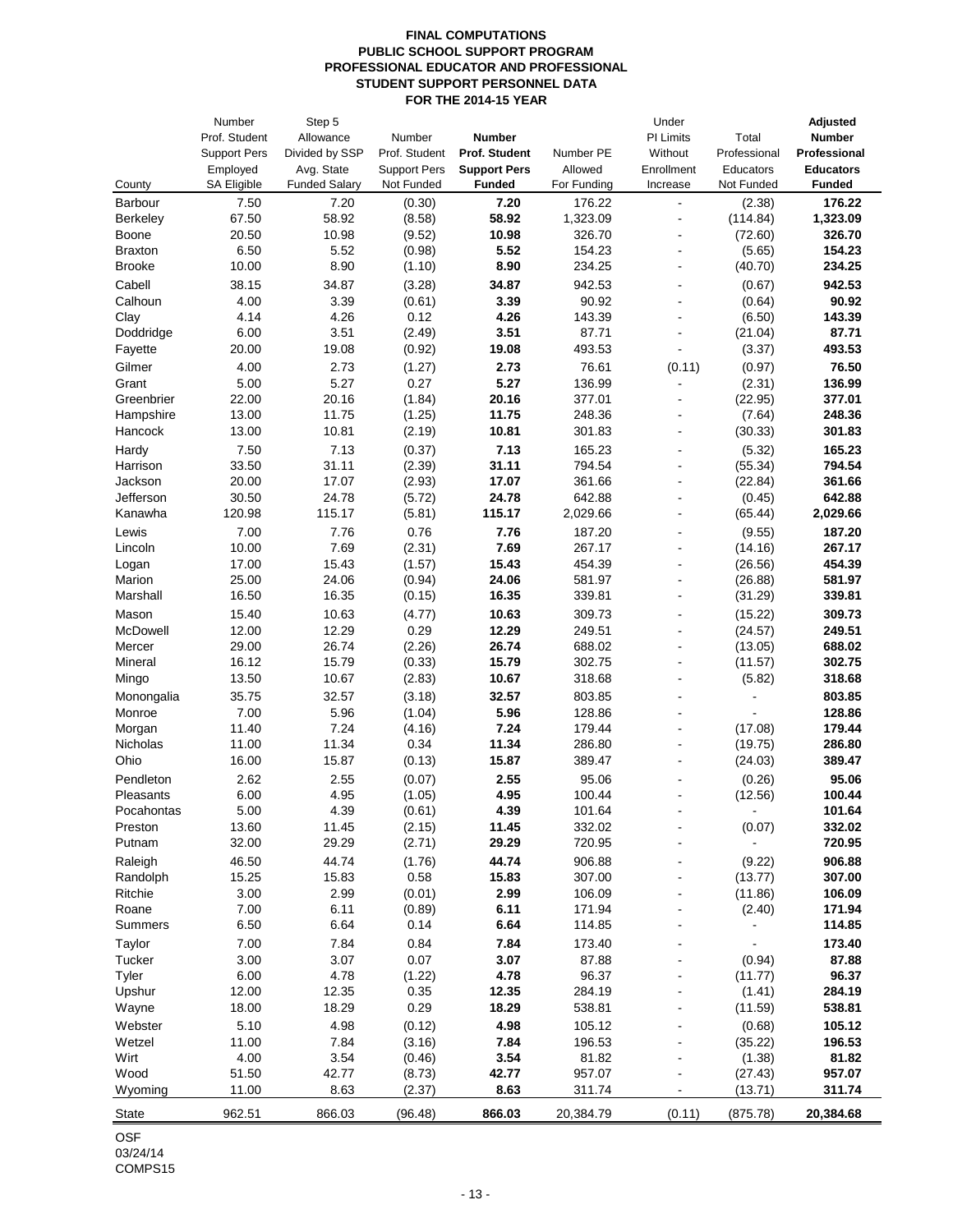**FINAL COMPUTATIONS**
**PUBLIC SCHOOL SUPPORT PROGRAM**
**PROFESSIONAL EDUCATOR AND PROFESSIONAL**
**STUDENT SUPPORT PERSONNEL DATA**
**FOR THE 2014-15 YEAR**

| County | Number Prof. Student Support Pers Employed SA Eligible | Step 5 Allowance Divided by SSP Avg. State Funded Salary | Number Prof. Student Support Pers Not Funded | **Number Prof. Student Support Pers Funded** | Number PE Allowed For Funding | Under PI Limits Without Enrollment Increase | Total Professional Educators Not Funded | **Adjusted Number Professional Educators Funded** |
|---|---|---|---|---|---|---|---|---|
| Barbour | 7.50 | 7.20 | (0.30) | **7.20** | 176.22 | - | (2.38) | **176.22** |
| Berkeley | 67.50 | 58.92 | (8.58) | **58.92** | 1,323.09 | - | (114.84) | **1,323.09** |
| Boone | 20.50 | 10.98 | (9.52) | **10.98** | 326.70 | - | (72.60) | **326.70** |
| Braxton | 6.50 | 5.52 | (0.98) | **5.52** | 154.23 | - | (5.65) | **154.23** |
| Brooke | 10.00 | 8.90 | (1.10) | **8.90** | 234.25 | - | (40.70) | **234.25** |
| Cabell | 38.15 | 34.87 | (3.28) | **34.87** | 942.53 | - | (0.67) | **942.53** |
| Calhoun | 4.00 | 3.39 | (0.61) | **3.39** | 90.92 | - | (0.64) | **90.92** |
| Clay | 4.14 | 4.26 | 0.12 | **4.26** | 143.39 | - | (6.50) | **143.39** |
| Doddridge | 6.00 | 3.51 | (2.49) | **3.51** | 87.71 | - | (21.04) | **87.71** |
| Fayette | 20.00 | 19.08 | (0.92) | **19.08** | 493.53 | - | (3.37) | **493.53** |
| Gilmer | 4.00 | 2.73 | (1.27) | **2.73** | 76.61 | (0.11) | (0.97) | **76.50** |
| Grant | 5.00 | 5.27 | 0.27 | **5.27** | 136.99 | - | (2.31) | **136.99** |
| Greenbrier | 22.00 | 20.16 | (1.84) | **20.16** | 377.01 | - | (22.95) | **377.01** |
| Hampshire | 13.00 | 11.75 | (1.25) | **11.75** | 248.36 | - | (7.64) | **248.36** |
| Hancock | 13.00 | 10.81 | (2.19) | **10.81** | 301.83 | - | (30.33) | **301.83** |
| Hardy | 7.50 | 7.13 | (0.37) | **7.13** | 165.23 | - | (5.32) | **165.23** |
| Harrison | 33.50 | 31.11 | (2.39) | **31.11** | 794.54 | - | (55.34) | **794.54** |
| Jackson | 20.00 | 17.07 | (2.93) | **17.07** | 361.66 | - | (22.84) | **361.66** |
| Jefferson | 30.50 | 24.78 | (5.72) | **24.78** | 642.88 | - | (0.45) | **642.88** |
| Kanawha | 120.98 | 115.17 | (5.81) | **115.17** | 2,029.66 | - | (65.44) | **2,029.66** |
| Lewis | 7.00 | 7.76 | 0.76 | **7.76** | 187.20 | - | (9.55) | **187.20** |
| Lincoln | 10.00 | 7.69 | (2.31) | **7.69** | 267.17 | - | (14.16) | **267.17** |
| Logan | 17.00 | 15.43 | (1.57) | **15.43** | 454.39 | - | (26.56) | **454.39** |
| Marion | 25.00 | 24.06 | (0.94) | **24.06** | 581.97 | - | (26.88) | **581.97** |
| Marshall | 16.50 | 16.35 | (0.15) | **16.35** | 339.81 | - | (31.29) | **339.81** |
| Mason | 15.40 | 10.63 | (4.77) | **10.63** | 309.73 | - | (15.22) | **309.73** |
| McDowell | 12.00 | 12.29 | 0.29 | **12.29** | 249.51 | - | (24.57) | **249.51** |
| Mercer | 29.00 | 26.74 | (2.26) | **26.74** | 688.02 | - | (13.05) | **688.02** |
| Mineral | 16.12 | 15.79 | (0.33) | **15.79** | 302.75 | - | (11.57) | **302.75** |
| Mingo | 13.50 | 10.67 | (2.83) | **10.67** | 318.68 | - | (5.82) | **318.68** |
| Monongalia | 35.75 | 32.57 | (3.18) | **32.57** | 803.85 | - | - | **803.85** |
| Monroe | 7.00 | 5.96 | (1.04) | **5.96** | 128.86 | - | - | **128.86** |
| Morgan | 11.40 | 7.24 | (4.16) | **7.24** | 179.44 | - | (17.08) | **179.44** |
| Nicholas | 11.00 | 11.34 | 0.34 | **11.34** | 286.80 | - | (19.75) | **286.80** |
| Ohio | 16.00 | 15.87 | (0.13) | **15.87** | 389.47 | - | (24.03) | **389.47** |
| Pendleton | 2.62 | 2.55 | (0.07) | **2.55** | 95.06 | - | (0.26) | **95.06** |
| Pleasants | 6.00 | 4.95 | (1.05) | **4.95** | 100.44 | - | (12.56) | **100.44** |
| Pocahontas | 5.00 | 4.39 | (0.61) | **4.39** | 101.64 | - | - | **101.64** |
| Preston | 13.60 | 11.45 | (2.15) | **11.45** | 332.02 | - | (0.07) | **332.02** |
| Putnam | 32.00 | 29.29 | (2.71) | **29.29** | 720.95 | - | - | **720.95** |
| Raleigh | 46.50 | 44.74 | (1.76) | **44.74** | 906.88 | - | (9.22) | **906.88** |
| Randolph | 15.25 | 15.83 | 0.58 | **15.83** | 307.00 | - | (13.77) | **307.00** |
| Ritchie | 3.00 | 2.99 | (0.01) | **2.99** | 106.09 | - | (11.86) | **106.09** |
| Roane | 7.00 | 6.11 | (0.89) | **6.11** | 171.94 | - | (2.40) | **171.94** |
| Summers | 6.50 | 6.64 | 0.14 | **6.64** | 114.85 | - | - | **114.85** |
| Taylor | 7.00 | 7.84 | 0.84 | **7.84** | 173.40 | - | - | **173.40** |
| Tucker | 3.00 | 3.07 | 0.07 | **3.07** | 87.88 | - | (0.94) | **87.88** |
| Tyler | 6.00 | 4.78 | (1.22) | **4.78** | 96.37 | - | (11.77) | **96.37** |
| Upshur | 12.00 | 12.35 | 0.35 | **12.35** | 284.19 | - | (1.41) | **284.19** |
| Wayne | 18.00 | 18.29 | 0.29 | **18.29** | 538.81 | - | (11.59) | **538.81** |
| Webster | 5.10 | 4.98 | (0.12) | **4.98** | 105.12 | - | (0.68) | **105.12** |
| Wetzel | 11.00 | 7.84 | (3.16) | **7.84** | 196.53 | - | (35.22) | **196.53** |
| Wirt | 4.00 | 3.54 | (0.46) | **3.54** | 81.82 | - | (1.38) | **81.82** |
| Wood | 51.50 | 42.77 | (8.73) | **42.77** | 957.07 | - | (27.43) | **957.07** |
| Wyoming | 11.00 | 8.63 | (2.37) | **8.63** | 311.74 | - | (13.71) | **311.74** |
| State | 962.51 | 866.03 | (96.48) | **866.03** | 20,384.79 | (0.11) | (875.78) | **20,384.68** |

OSF
03/24/14
COMPS15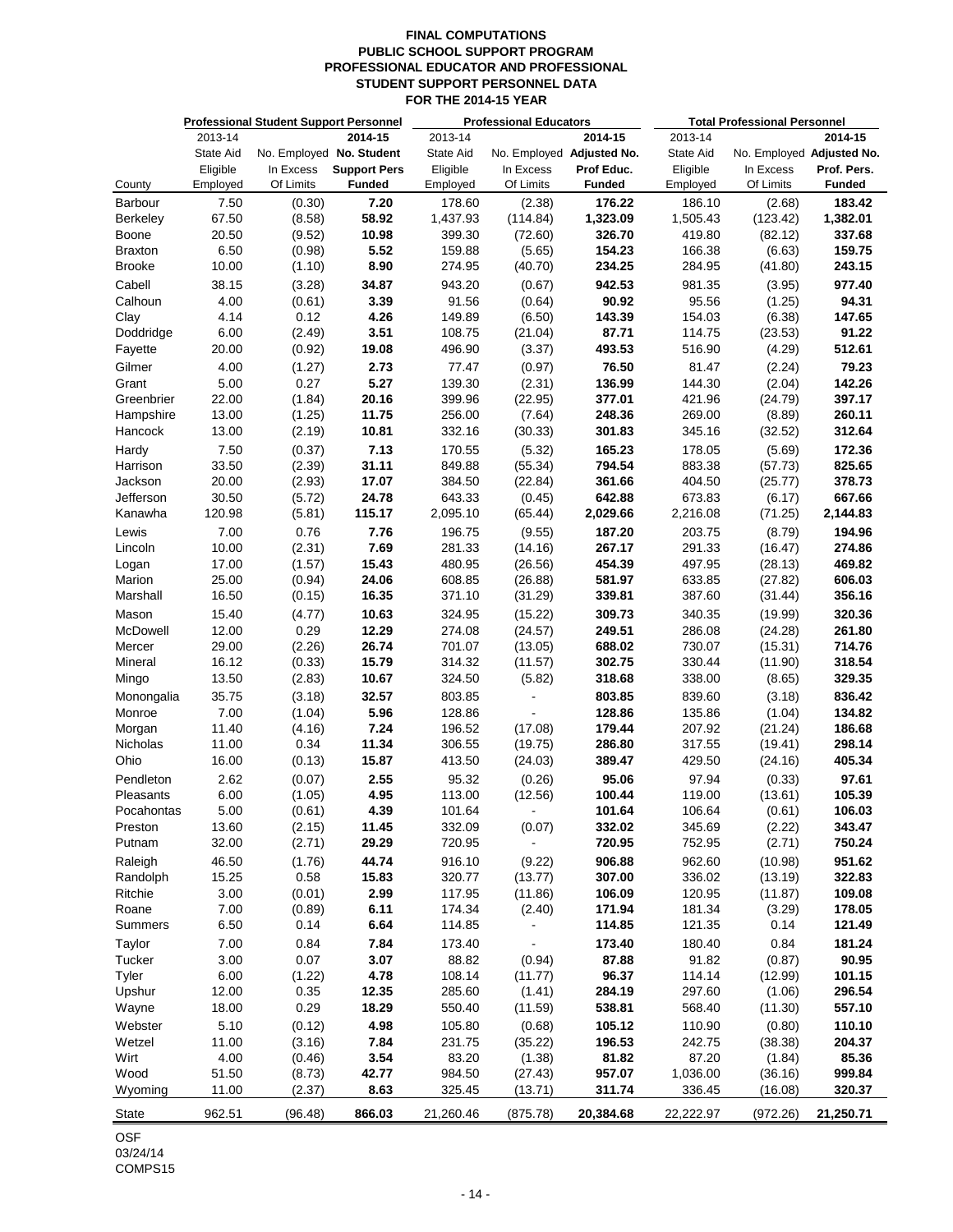**FINAL COMPUTATIONS**
**PUBLIC SCHOOL SUPPORT PROGRAM**
**PROFESSIONAL EDUCATOR AND PROFESSIONAL**
**STUDENT SUPPORT PERSONNEL DATA**
**FOR THE 2014-15 YEAR**

| | Professional Student Support Personnel | | | Professional Educators | | | Total Professional Personnel | | |
|---|---|---|---|---|---|---|---|---|---|
| County | 2013-14 State Aid Eligible Employed | No. Employed In Excess Of Limits | 2014-15 No. Student Support Pers Funded | 2013-14 State Aid Eligible Employed | No. Employed In Excess Of Limits | 2014-15 Adjusted No. Prof Educ. Funded | 2013-14 State Aid Eligible Employed | No. Employed In Excess Of Limits | 2014-15 Adjusted No. Prof. Pers. Funded |
| Barbour | 7.50 | (0.30) | **7.20** | 178.60 | (2.38) | **176.22** | 186.10 | (2.68) | **183.42** |
| Berkeley | 67.50 | (8.58) | **58.92** | 1,437.93 | (114.84) | **1,323.09** | 1,505.43 | (123.42) | **1,382.01** |
| Boone | 20.50 | (9.52) | **10.98** | 399.30 | (72.60) | **326.70** | 419.80 | (82.12) | **337.68** |
| Braxton | 6.50 | (0.98) | **5.52** | 159.88 | (5.65) | **154.23** | 166.38 | (6.63) | **159.75** |
| Brooke | 10.00 | (1.10) | **8.90** | 274.95 | (40.70) | **234.25** | 284.95 | (41.80) | **243.15** |
| Cabell | 38.15 | (3.28) | **34.87** | 943.20 | (0.67) | **942.53** | 981.35 | (3.95) | **977.40** |
| Calhoun | 4.00 | (0.61) | **3.39** | 91.56 | (0.64) | **90.92** | 95.56 | (1.25) | **94.31** |
| Clay | 4.14 | 0.12 | **4.26** | 149.89 | (6.50) | **143.39** | 154.03 | (6.38) | **147.65** |
| Doddridge | 6.00 | (2.49) | **3.51** | 108.75 | (21.04) | **87.71** | 114.75 | (23.53) | **91.22** |
| Fayette | 20.00 | (0.92) | **19.08** | 496.90 | (3.37) | **493.53** | 516.90 | (4.29) | **512.61** |
| Gilmer | 4.00 | (1.27) | **2.73** | 77.47 | (0.97) | **76.50** | 81.47 | (2.24) | **79.23** |
| Grant | 5.00 | 0.27 | **5.27** | 139.30 | (2.31) | **136.99** | 144.30 | (2.04) | **142.26** |
| Greenbrier | 22.00 | (1.84) | **20.16** | 399.96 | (22.95) | **377.01** | 421.96 | (24.79) | **397.17** |
| Hampshire | 13.00 | (1.25) | **11.75** | 256.00 | (7.64) | **248.36** | 269.00 | (8.89) | **260.11** |
| Hancock | 13.00 | (2.19) | **10.81** | 332.16 | (30.33) | **301.83** | 345.16 | (32.52) | **312.64** |
| Hardy | 7.50 | (0.37) | **7.13** | 170.55 | (5.32) | **165.23** | 178.05 | (5.69) | **172.36** |
| Harrison | 33.50 | (2.39) | **31.11** | 849.88 | (55.34) | **794.54** | 883.38 | (57.73) | **825.65** |
| Jackson | 20.00 | (2.93) | **17.07** | 384.50 | (22.84) | **361.66** | 404.50 | (25.77) | **378.73** |
| Jefferson | 30.50 | (5.72) | **24.78** | 643.33 | (0.45) | **642.88** | 673.83 | (6.17) | **667.66** |
| Kanawha | 120.98 | (5.81) | **115.17** | 2,095.10 | (65.44) | **2,029.66** | 2,216.08 | (71.25) | **2,144.83** |
| Lewis | 7.00 | 0.76 | **7.76** | 196.75 | (9.55) | **187.20** | 203.75 | (8.79) | **194.96** |
| Lincoln | 10.00 | (2.31) | **7.69** | 281.33 | (14.16) | **267.17** | 291.33 | (16.47) | **274.86** |
| Logan | 17.00 | (1.57) | **15.43** | 480.95 | (26.56) | **454.39** | 497.95 | (28.13) | **469.82** |
| Marion | 25.00 | (0.94) | **24.06** | 608.85 | (26.88) | **581.97** | 633.85 | (27.82) | **606.03** |
| Marshall | 16.50 | (0.15) | **16.35** | 371.10 | (31.29) | **339.81** | 387.60 | (31.44) | **356.16** |
| Mason | 15.40 | (4.77) | **10.63** | 324.95 | (15.22) | **309.73** | 340.35 | (19.99) | **320.36** |
| McDowell | 12.00 | 0.29 | **12.29** | 274.08 | (24.57) | **249.51** | 286.08 | (24.28) | **261.80** |
| Mercer | 29.00 | (2.26) | **26.74** | 701.07 | (13.05) | **688.02** | 730.07 | (15.31) | **714.76** |
| Mineral | 16.12 | (0.33) | **15.79** | 314.32 | (11.57) | **302.75** | 330.44 | (11.90) | **318.54** |
| Mingo | 13.50 | (2.83) | **10.67** | 324.50 | (5.82) | **318.68** | 338.00 | (8.65) | **329.35** |
| Monongalia | 35.75 | (3.18) | **32.57** | 803.85 | - | **803.85** | 839.60 | (3.18) | **836.42** |
| Monroe | 7.00 | (1.04) | **5.96** | 128.86 | - | **128.86** | 135.86 | (1.04) | **134.82** |
| Morgan | 11.40 | (4.16) | **7.24** | 196.52 | (17.08) | **179.44** | 207.92 | (21.24) | **186.68** |
| Nicholas | 11.00 | 0.34 | **11.34** | 306.55 | (19.75) | **286.80** | 317.55 | (19.41) | **298.14** |
| Ohio | 16.00 | (0.13) | **15.87** | 413.50 | (24.03) | **389.47** | 429.50 | (24.16) | **405.34** |
| Pendleton | 2.62 | (0.07) | **2.55** | 95.32 | (0.26) | **95.06** | 97.94 | (0.33) | **97.61** |
| Pleasants | 6.00 | (1.05) | **4.95** | 113.00 | (12.56) | **100.44** | 119.00 | (13.61) | **105.39** |
| Pocahontas | 5.00 | (0.61) | **4.39** | 101.64 | - | **101.64** | 106.64 | (0.61) | **106.03** |
| Preston | 13.60 | (2.15) | **11.45** | 332.09 | (0.07) | **332.02** | 345.69 | (2.22) | **343.47** |
| Putnam | 32.00 | (2.71) | **29.29** | 720.95 | - | **720.95** | 752.95 | (2.71) | **750.24** |
| Raleigh | 46.50 | (1.76) | **44.74** | 916.10 | (9.22) | **906.88** | 962.60 | (10.98) | **951.62** |
| Randolph | 15.25 | 0.58 | **15.83** | 320.77 | (13.77) | **307.00** | 336.02 | (13.19) | **322.83** |
| Ritchie | 3.00 | (0.01) | **2.99** | 117.95 | (11.86) | **106.09** | 120.95 | (11.87) | **109.08** |
| Roane | 7.00 | (0.89) | **6.11** | 174.34 | (2.40) | **171.94** | 181.34 | (3.29) | **178.05** |
| Summers | 6.50 | 0.14 | **6.64** | 114.85 | - | **114.85** | 121.35 | 0.14 | **121.49** |
| Taylor | 7.00 | 0.84 | **7.84** | 173.40 | - | **173.40** | 180.40 | 0.84 | **181.24** |
| Tucker | 3.00 | 0.07 | **3.07** | 88.82 | (0.94) | **87.88** | 91.82 | (0.87) | **90.95** |
| Tyler | 6.00 | (1.22) | **4.78** | 108.14 | (11.77) | **96.37** | 114.14 | (12.99) | **101.15** |
| Upshur | 12.00 | 0.35 | **12.35** | 285.60 | (1.41) | **284.19** | 297.60 | (1.06) | **296.54** |
| Wayne | 18.00 | 0.29 | **18.29** | 550.40 | (11.59) | **538.81** | 568.40 | (11.30) | **557.10** |
| Webster | 5.10 | (0.12) | **4.98** | 105.80 | (0.68) | **105.12** | 110.90 | (0.80) | **110.10** |
| Wetzel | 11.00 | (3.16) | **7.84** | 231.75 | (35.22) | **196.53** | 242.75 | (38.38) | **204.37** |
| Wirt | 4.00 | (0.46) | **3.54** | 83.20 | (1.38) | **81.82** | 87.20 | (1.84) | **85.36** |
| Wood | 51.50 | (8.73) | **42.77** | 984.50 | (27.43) | **957.07** | 1,036.00 | (36.16) | **999.84** |
| Wyoming | 11.00 | (2.37) | **8.63** | 325.45 | (13.71) | **311.74** | 336.45 | (16.08) | **320.37** |
| State | 962.51 | (96.48) | **866.03** | 21,260.46 | (875.78) | **20,384.68** | 22,222.97 | (972.26) | **21,250.71** |

OSF
03/24/14
COMPS15